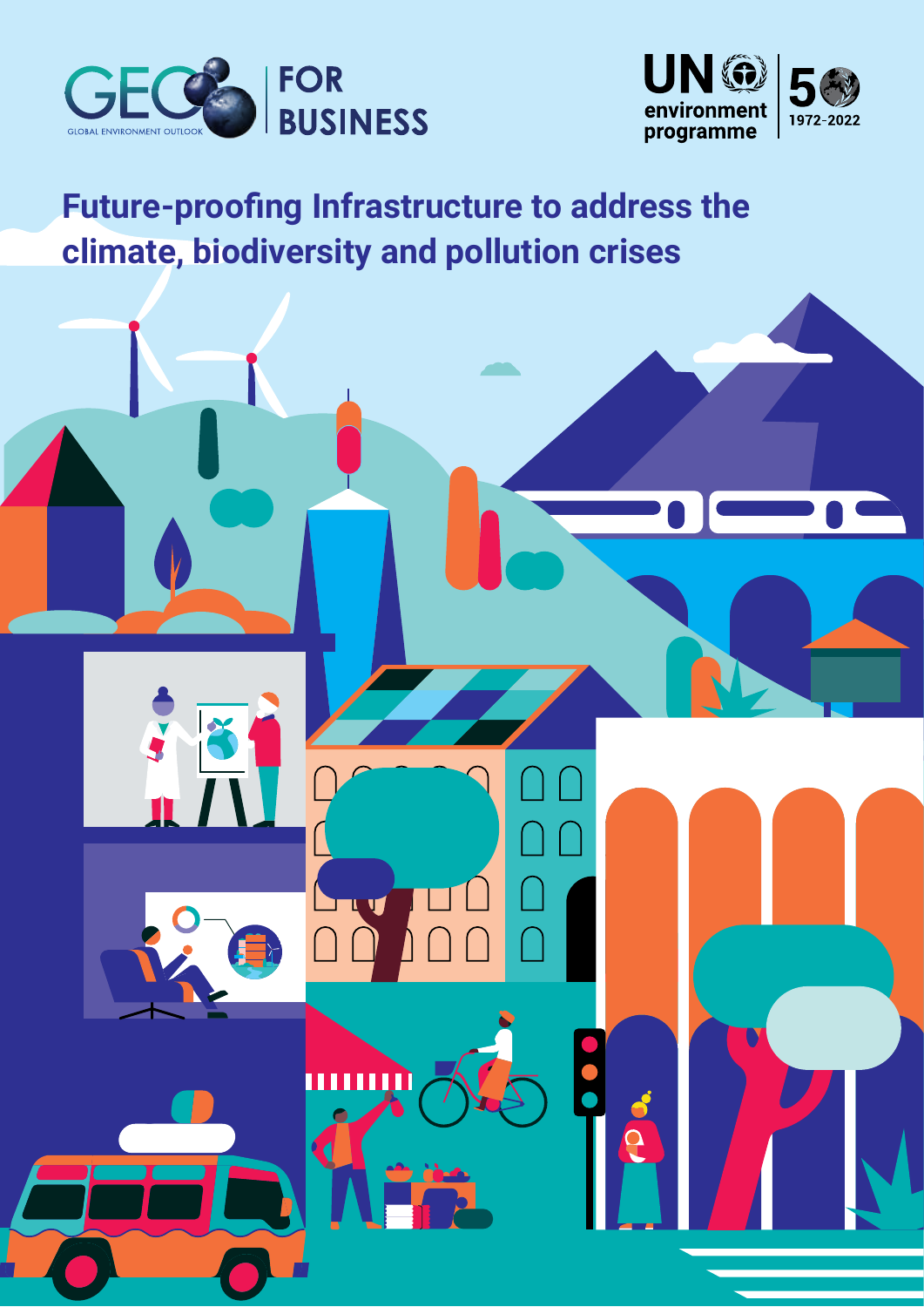GEO FOR BUSINESS

GLOBAL ENVIRONMENT OUTLOOK

UN environment programme

50 1972-2022

# Future-proofing Infrastructure to address the climate, biodiversity and pollution crises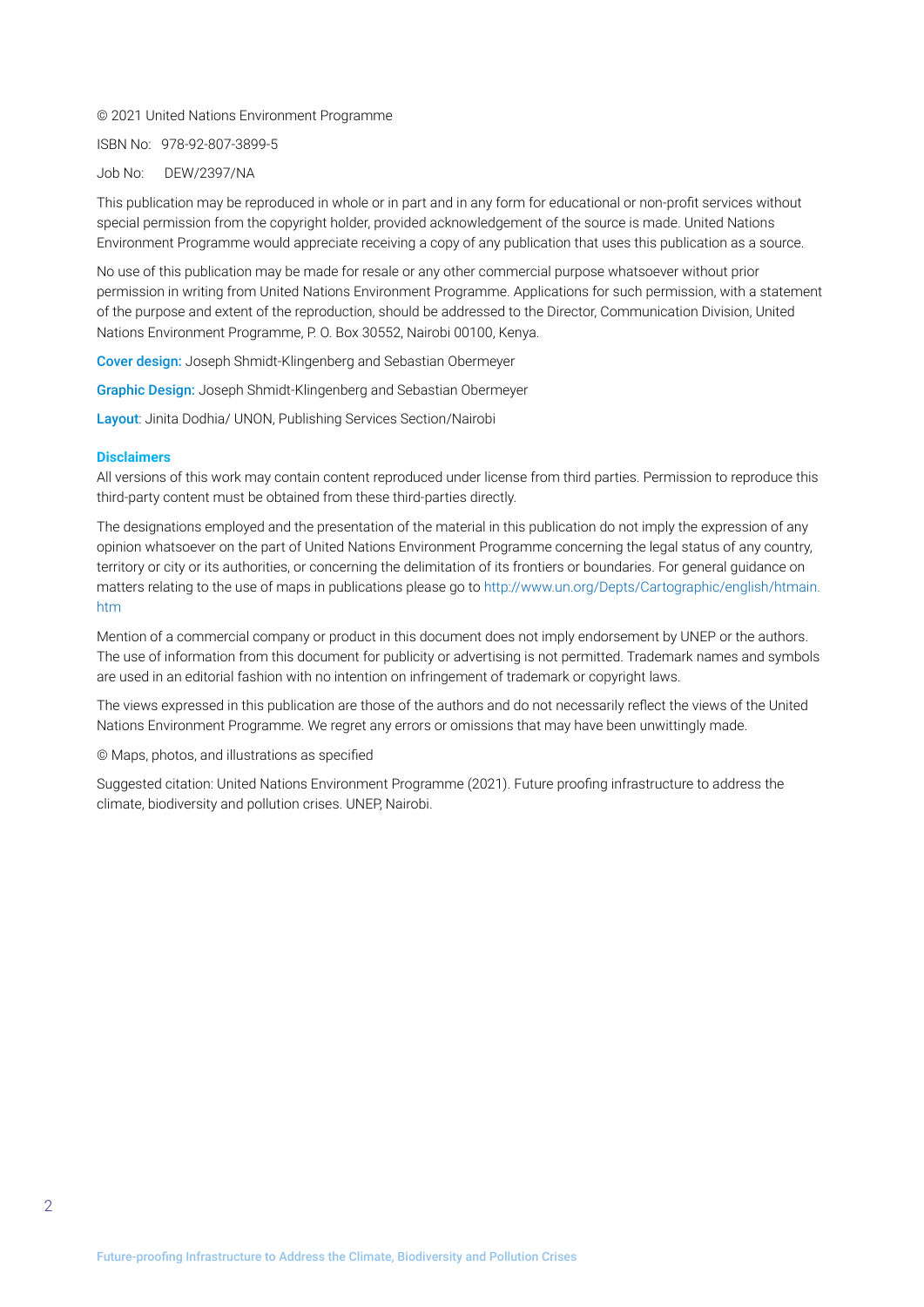© 2021 United Nations Environment Programme

ISBN No: 978-92-807-3899-5

Job No: DEW/2397/NA

This publication may be reproduced in whole or in part and in any form for educational or non-profit services without special permission from the copyright holder, provided acknowledgement of the source is made. United Nations Environment Programme would appreciate receiving a copy of any publication that uses this publication as a source.

No use of this publication may be made for resale or any other commercial purpose whatsoever without prior permission in writing from United Nations Environment Programme. Applications for such permission, with a statement of the purpose and extent of the reproduction, should be addressed to the Director, Communication Division, United Nations Environment Programme, P. O. Box 30552, Nairobi 00100, Kenya.

**Cover design:** Joseph Shmidt-Klingenberg and Sebastian Obermeyer

**Graphic Design:** Joseph Shmidt-Klingenberg and Sebastian Obermeyer

**Layout**: Jinita Dodhia/ UNON, Publishing Services Section/Nairobi

**Disclaimers**

All versions of this work may contain content reproduced under license from third parties. Permission to reproduce this third-party content must be obtained from these third-parties directly.

The designations employed and the presentation of the material in this publication do not imply the expression of any opinion whatsoever on the part of United Nations Environment Programme concerning the legal status of any country, territory or city or its authorities, or concerning the delimitation of its frontiers or boundaries. For general guidance on matters relating to the use of maps in publications please go to http://www.un.org/Depts/Cartographic/english/htmain.htm

Mention of a commercial company or product in this document does not imply endorsement by UNEP or the authors. The use of information from this document for publicity or advertising is not permitted. Trademark names and symbols are used in an editorial fashion with no intention on infringement of trademark or copyright laws.

The views expressed in this publication are those of the authors and do not necessarily reflect the views of the United Nations Environment Programme. We regret any errors or omissions that may have been unwittingly made.

© Maps, photos, and illustrations as specified

Suggested citation: United Nations Environment Programme (2021). Future proofing infrastructure to address the climate, biodiversity and pollution crises. UNEP, Nairobi.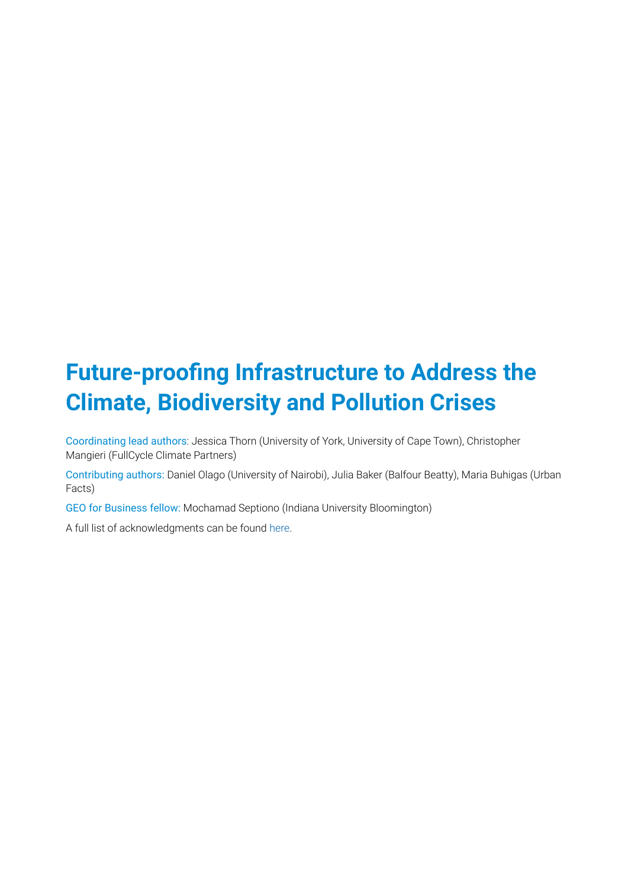# Future-proofing Infrastructure to Address the Climate, Biodiversity and Pollution Crises

Coordinating lead authors: Jessica Thorn (University of York, University of Cape Town), Christopher Mangieri (FullCycle Climate Partners)

Contributing authors: Daniel Olago (University of Nairobi), Julia Baker (Balfour Beatty), Maria Buhigas (Urban Facts)

GEO for Business fellow: Mochamad Septiono (Indiana University Bloomington)

A full list of acknowledgments can be found here.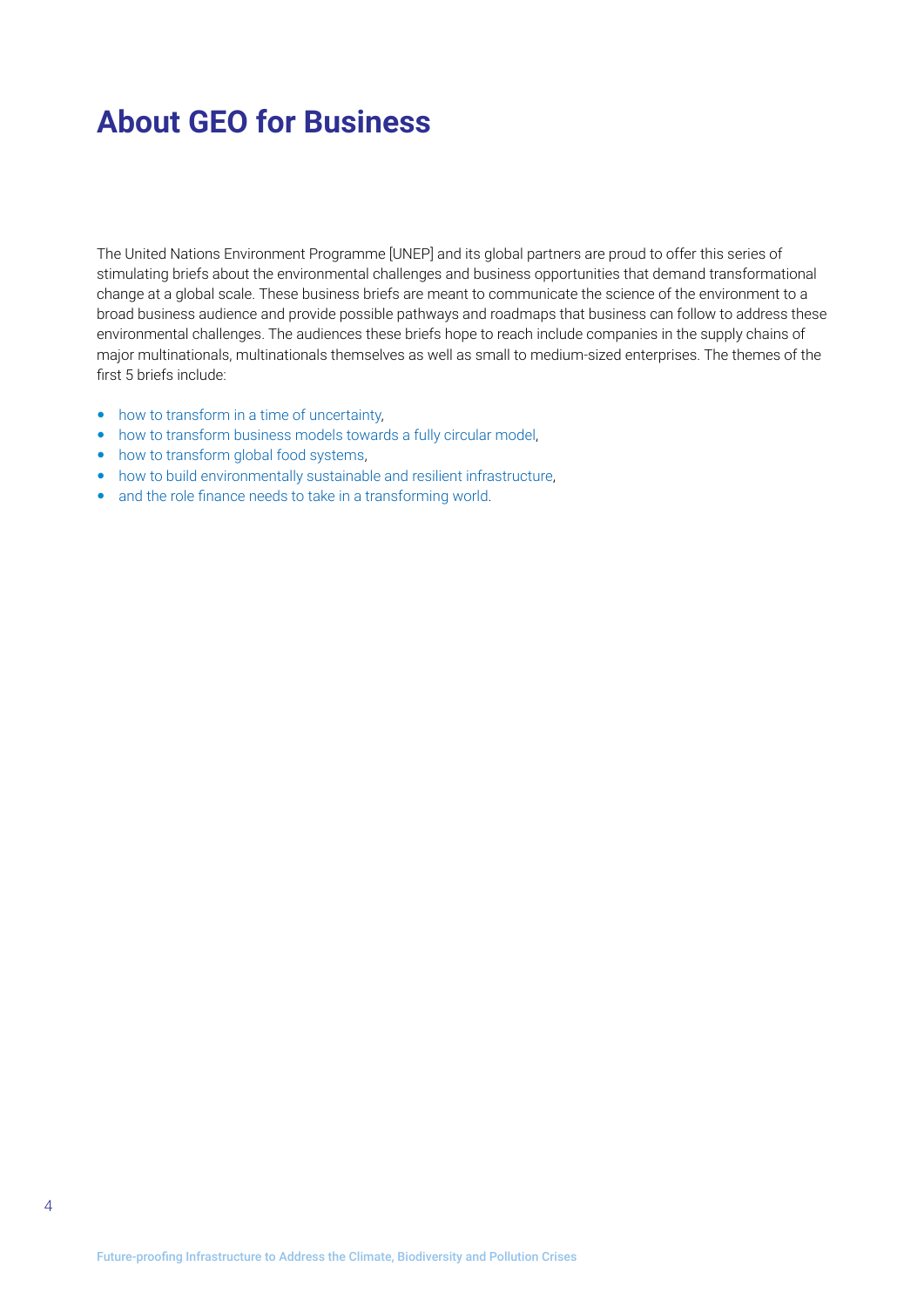# About GEO for Business

The United Nations Environment Programme [UNEP] and its global partners are proud to offer this series of stimulating briefs about the environmental challenges and business opportunities that demand transformational change at a global scale. These business briefs are meant to communicate the science of the environment to a broad business audience and provide possible pathways and roadmaps that business can follow to address these environmental challenges. The audiences these briefs hope to reach include companies in the supply chains of major multinationals, multinationals themselves as well as small to medium-sized enterprises. The themes of the first 5 briefs include:

- how to transform in a time of uncertainty,
- how to transform business models towards a fully circular model,
- how to transform global food systems,
- how to build environmentally sustainable and resilient infrastructure,
- and the role finance needs to take in a transforming world.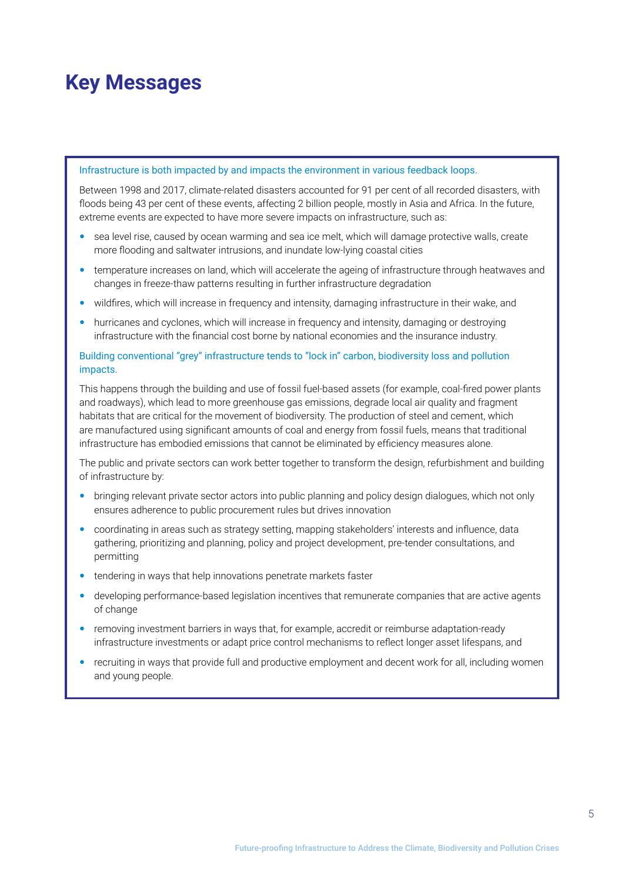# Key Messages

Infrastructure is both impacted by and impacts the environment in various feedback loops.

Between 1998 and 2017, climate-related disasters accounted for 91 per cent of all recorded disasters, with floods being 43 per cent of these events, affecting 2 billion people, mostly in Asia and Africa. In the future, extreme events are expected to have more severe impacts on infrastructure, such as:

- sea level rise, caused by ocean warming and sea ice melt, which will damage protective walls, create more flooding and saltwater intrusions, and inundate low-lying coastal cities
- temperature increases on land, which will accelerate the ageing of infrastructure through heatwaves and changes in freeze-thaw patterns resulting in further infrastructure degradation
- wildfires, which will increase in frequency and intensity, damaging infrastructure in their wake, and
- hurricanes and cyclones, which will increase in frequency and intensity, damaging or destroying infrastructure with the financial cost borne by national economies and the insurance industry.

Building conventional "grey" infrastructure tends to "lock in" carbon, biodiversity loss and pollution impacts.

This happens through the building and use of fossil fuel-based assets (for example, coal-fired power plants and roadways), which lead to more greenhouse gas emissions, degrade local air quality and fragment habitats that are critical for the movement of biodiversity. The production of steel and cement, which are manufactured using significant amounts of coal and energy from fossil fuels, means that traditional infrastructure has embodied emissions that cannot be eliminated by efficiency measures alone.

The public and private sectors can work better together to transform the design, refurbishment and building of infrastructure by:

- bringing relevant private sector actors into public planning and policy design dialogues, which not only ensures adherence to public procurement rules but drives innovation
- coordinating in areas such as strategy setting, mapping stakeholders' interests and influence, data gathering, prioritizing and planning, policy and project development, pre-tender consultations, and permitting
- tendering in ways that help innovations penetrate markets faster
- developing performance-based legislation incentives that remunerate companies that are active agents of change
- removing investment barriers in ways that, for example, accredit or reimburse adaptation-ready infrastructure investments or adapt price control mechanisms to reflect longer asset lifespans, and
- recruiting in ways that provide full and productive employment and decent work for all, including women and young people.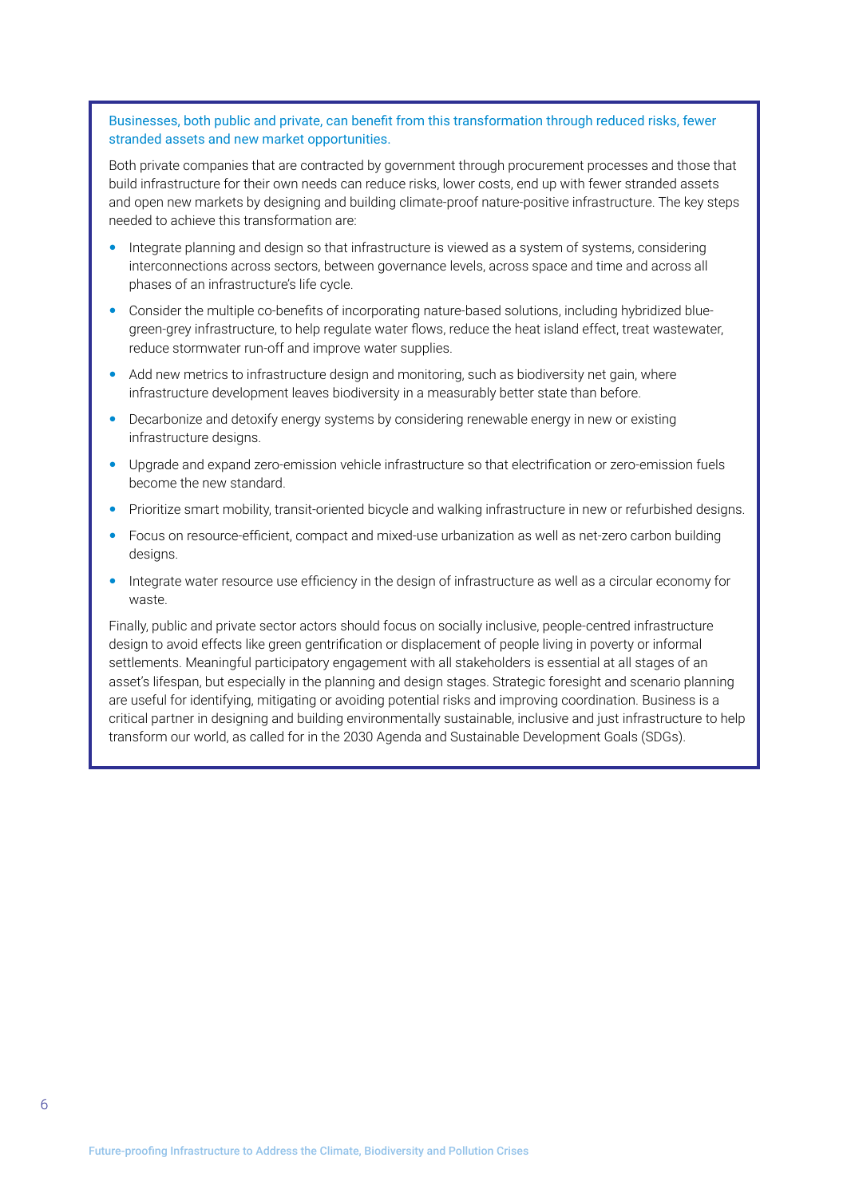**Businesses, both public and private, can benefit from this transformation through reduced risks, fewer stranded assets and new market opportunities.**

Both private companies that are contracted by government through procurement processes and those that build infrastructure for their own needs can reduce risks, lower costs, end up with fewer stranded assets and open new markets by designing and building climate-proof nature-positive infrastructure. The key steps needed to achieve this transformation are:

- Integrate planning and design so that infrastructure is viewed as a system of systems, considering interconnections across sectors, between governance levels, across space and time and across all phases of an infrastructure's life cycle.
- Consider the multiple co-benefits of incorporating nature-based solutions, including hybridized blue-green-grey infrastructure, to help regulate water flows, reduce the heat island effect, treat wastewater, reduce stormwater run-off and improve water supplies.
- Add new metrics to infrastructure design and monitoring, such as biodiversity net gain, where infrastructure development leaves biodiversity in a measurably better state than before.
- Decarbonize and detoxify energy systems by considering renewable energy in new or existing infrastructure designs.
- Upgrade and expand zero-emission vehicle infrastructure so that electrification or zero-emission fuels become the new standard.
- Prioritize smart mobility, transit-oriented bicycle and walking infrastructure in new or refurbished designs.
- Focus on resource-efficient, compact and mixed-use urbanization as well as net-zero carbon building designs.
- Integrate water resource use efficiency in the design of infrastructure as well as a circular economy for waste.

Finally, public and private sector actors should focus on socially inclusive, people-centred infrastructure design to avoid effects like green gentrification or displacement of people living in poverty or informal settlements. Meaningful participatory engagement with all stakeholders is essential at all stages of an asset's lifespan, but especially in the planning and design stages. Strategic foresight and scenario planning are useful for identifying, mitigating or avoiding potential risks and improving coordination. Business is a critical partner in designing and building environmentally sustainable, inclusive and just infrastructure to help transform our world, as called for in the 2030 Agenda and Sustainable Development Goals (SDGs).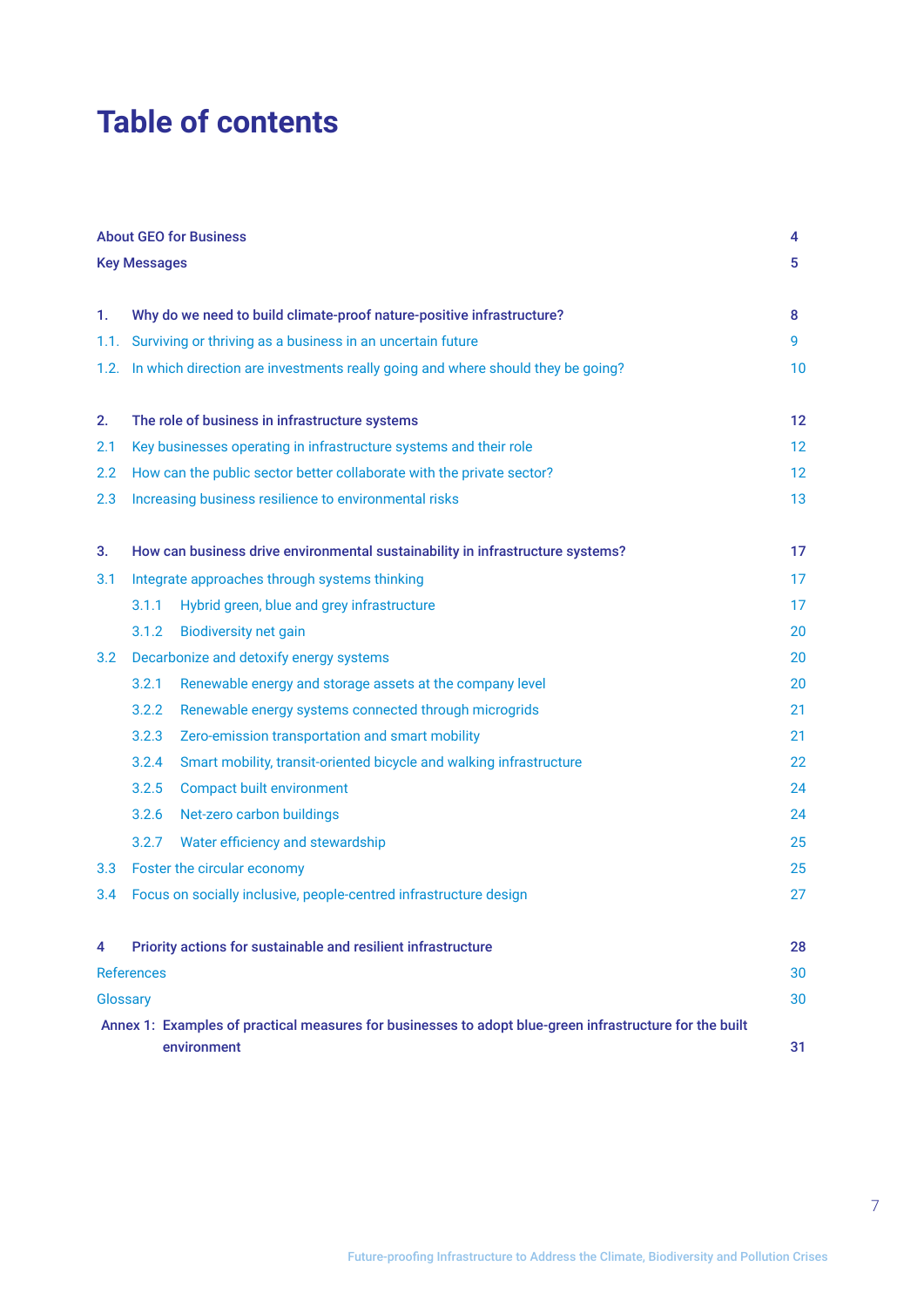# Table of contents

| | |
|---|---|
| **About GEO for Business** | **4** |
| **Key Messages** | **5** |
| | |
| **1. Why do we need to build climate-proof nature-positive infrastructure?** | **8** |
| 1.1. Surviving or thriving as a business in an uncertain future | 9 |
| 1.2. In which direction are investments really going and where should they be going? | 10 |
| | |
| **2. The role of business in infrastructure systems** | **12** |
| 2.1 Key businesses operating in infrastructure systems and their role | 12 |
| 2.2 How can the public sector better collaborate with the private sector? | 12 |
| 2.3 Increasing business resilience to environmental risks | 13 |
| | |
| **3. How can business drive environmental sustainability in infrastructure systems?** | **17** |
| 3.1 Integrate approaches through systems thinking | 17 |
| 3.1.1 Hybrid green, blue and grey infrastructure | 17 |
| 3.1.2 Biodiversity net gain | 20 |
| 3.2 Decarbonize and detoxify energy systems | 20 |
| 3.2.1 Renewable energy and storage assets at the company level | 20 |
| 3.2.2 Renewable energy systems connected through microgrids | 21 |
| 3.2.3 Zero-emission transportation and smart mobility | 21 |
| 3.2.4 Smart mobility, transit-oriented bicycle and walking infrastructure | 22 |
| 3.2.5 Compact built environment | 24 |
| 3.2.6 Net-zero carbon buildings | 24 |
| 3.2.7 Water efficiency and stewardship | 25 |
| 3.3 Foster the circular economy | 25 |
| 3.4 Focus on socially inclusive, people-centred infrastructure design | 27 |
| | |
| **4 Priority actions for sustainable and resilient infrastructure** | **28** |
| References | 30 |
| Glossary | 30 |
| **Annex 1: Examples of practical measures for businesses to adopt blue-green infrastructure for the built environment** | **31** |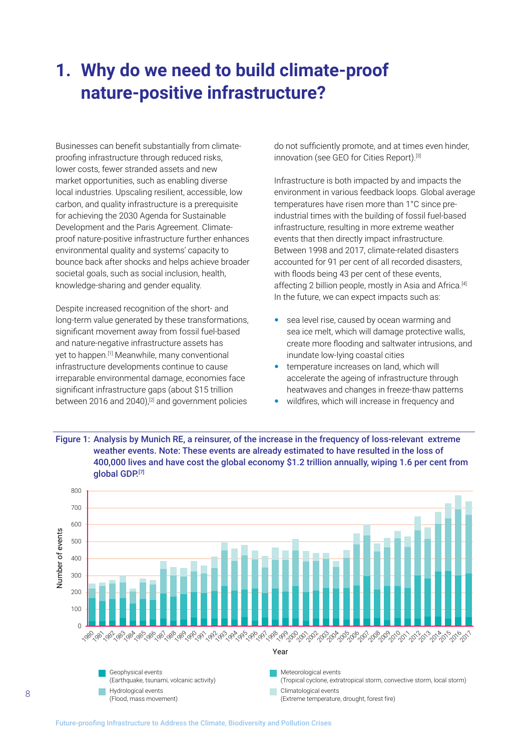# 1. Why do we need to build climate-proof nature-positive infrastructure?

Businesses can benefit substantially from climate-proofing infrastructure through reduced risks, lower costs, fewer stranded assets and new market opportunities, such as enabling diverse local industries. Upscaling resilient, accessible, low carbon, and quality infrastructure is a prerequisite for achieving the 2030 Agenda for Sustainable Development and the Paris Agreement. Climate-proof nature-positive infrastructure further enhances environmental quality and systems' capacity to bounce back after shocks and helps achieve broader societal goals, such as social inclusion, health, knowledge-sharing and gender equality.

Despite increased recognition of the short- and long-term value generated by these transformations, significant movement away from fossil fuel-based and nature-negative infrastructure assets has yet to happen.[1] Meanwhile, many conventional infrastructure developments continue to cause irreparable environmental damage, economies face significant infrastructure gaps (about $15 trillion between 2016 and 2040),[2] and government policies do not sufficiently promote, and at times even hinder, innovation (see GEO for Cities Report).[3]

Infrastructure is both impacted by and impacts the environment in various feedback loops. Global average temperatures have risen more than 1°C since pre-industrial times with the building of fossil fuel-based infrastructure, resulting in more extreme weather events that then directly impact infrastructure. Between 1998 and 2017, climate-related disasters accounted for 91 per cent of all recorded disasters, with floods being 43 per cent of these events, affecting 2 billion people, mostly in Asia and Africa.[4] In the future, we can expect impacts such as:

- sea level rise, caused by ocean warming and sea ice melt, which will damage protective walls, create more flooding and saltwater intrusions, and inundate low-lying coastal cities
- temperature increases on land, which will accelerate the ageing of infrastructure through heatwaves and changes in freeze-thaw patterns
- wildfires, which will increase in frequency and

**Figure 1: Analysis by Munich RE, a reinsurer, of the increase in the frequency of loss-relevant extreme weather events. Note: These events are already estimated to have resulted in the loss of 400,000 lives and have cost the global economy $1.2 trillion annually, wiping 1.6 per cent from global GDP.[7]**

Legend:
- Geophysical events (Earthquake, tsunami, volcanic activity)
- Meteorological events (Tropical cyclone, extratropical storm, convective storm, local storm)
- Hydrological events (Flood, mass movement)
- Climatological events (Extreme temperature, drought, forest fire)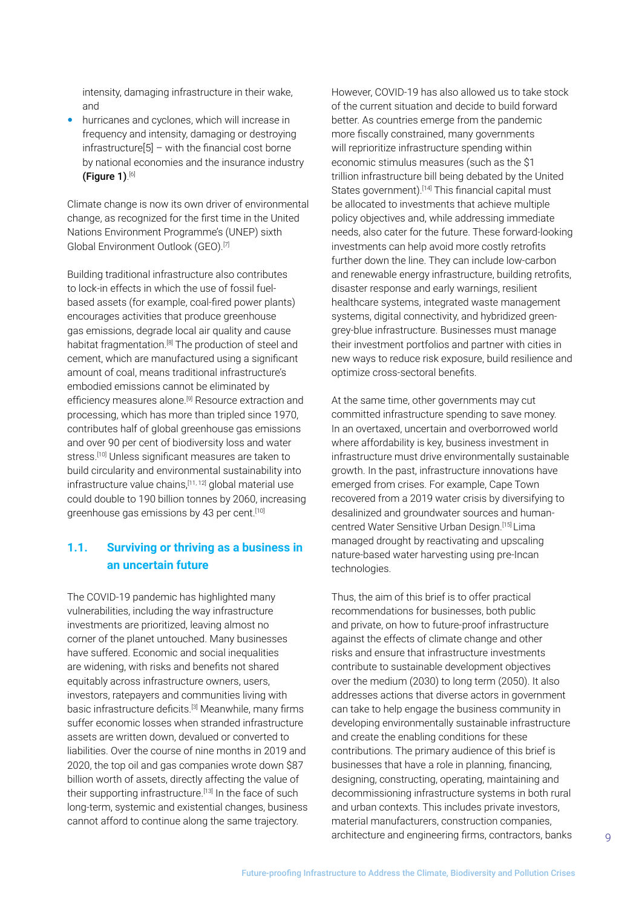intensity, damaging infrastructure in their wake, and

- hurricanes and cyclones, which will increase in frequency and intensity, damaging or destroying infrastructure[5] – with the financial cost borne by national economies and the insurance industry **(Figure 1)**.[6]

Climate change is now its own driver of environmental change, as recognized for the first time in the United Nations Environment Programme's (UNEP) sixth Global Environment Outlook (GEO).[7]

Building traditional infrastructure also contributes to lock-in effects in which the use of fossil fuel-based assets (for example, coal-fired power plants) encourages activities that produce greenhouse gas emissions, degrade local air quality and cause habitat fragmentation.[8] The production of steel and cement, which are manufactured using a significant amount of coal, means traditional infrastructure's embodied emissions cannot be eliminated by efficiency measures alone.[9] Resource extraction and processing, which has more than tripled since 1970, contributes half of global greenhouse gas emissions and over 90 per cent of biodiversity loss and water stress.[10] Unless significant measures are taken to build circularity and environmental sustainability into infrastructure value chains,[11, 12] global material use could double to 190 billion tonnes by 2060, increasing greenhouse gas emissions by 43 per cent.[10]

## 1.1. Surviving or thriving as a business in an uncertain future

The COVID-19 pandemic has highlighted many vulnerabilities, including the way infrastructure investments are prioritized, leaving almost no corner of the planet untouched. Many businesses have suffered. Economic and social inequalities are widening, with risks and benefits not shared equitably across infrastructure owners, users, investors, ratepayers and communities living with basic infrastructure deficits.[3] Meanwhile, many firms suffer economic losses when stranded infrastructure assets are written down, devalued or converted to liabilities. Over the course of nine months in 2019 and 2020, the top oil and gas companies wrote down $87 billion worth of assets, directly affecting the value of their supporting infrastructure.[13] In the face of such long-term, systemic and existential changes, business cannot afford to continue along the same trajectory.

However, COVID-19 has also allowed us to take stock of the current situation and decide to build forward better. As countries emerge from the pandemic more fiscally constrained, many governments will reprioritize infrastructure spending within economic stimulus measures (such as the $1 trillion infrastructure bill being debated by the United States government).[14] This financial capital must be allocated to investments that achieve multiple policy objectives and, while addressing immediate needs, also cater for the future. These forward-looking investments can help avoid more costly retrofits further down the line. They can include low-carbon and renewable energy infrastructure, building retrofits, disaster response and early warnings, resilient healthcare systems, integrated waste management systems, digital connectivity, and hybridized green-grey-blue infrastructure. Businesses must manage their investment portfolios and partner with cities in new ways to reduce risk exposure, build resilience and optimize cross-sectoral benefits.

At the same time, other governments may cut committed infrastructure spending to save money. In an overtaxed, uncertain and overborrowed world where affordability is key, business investment in infrastructure must drive environmentally sustainable growth. In the past, infrastructure innovations have emerged from crises. For example, Cape Town recovered from a 2019 water crisis by diversifying to desalinized and groundwater sources and human-centred Water Sensitive Urban Design.[15] Lima managed drought by reactivating and upscaling nature-based water harvesting using pre-Incan technologies.

Thus, the aim of this brief is to offer practical recommendations for businesses, both public and private, on how to future-proof infrastructure against the effects of climate change and other risks and ensure that infrastructure investments contribute to sustainable development objectives over the medium (2030) to long term (2050). It also addresses actions that diverse actors in government can take to help engage the business community in developing environmentally sustainable infrastructure and create the enabling conditions for these contributions. The primary audience of this brief is businesses that have a role in planning, financing, designing, constructing, operating, maintaining and decommissioning infrastructure systems in both rural and urban contexts. This includes private investors, material manufacturers, construction companies, architecture and engineering firms, contractors, banks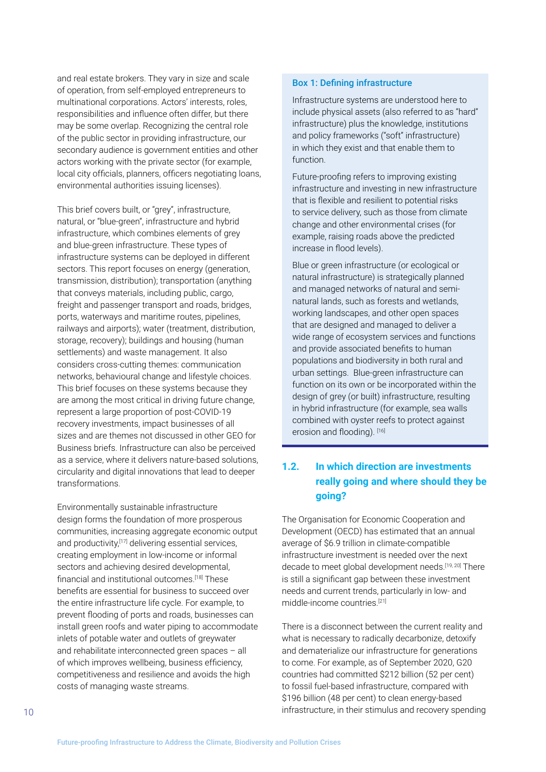and real estate brokers. They vary in size and scale of operation, from self-employed entrepreneurs to multinational corporations. Actors' interests, roles, responsibilities and influence often differ, but there may be some overlap. Recognizing the central role of the public sector in providing infrastructure, our secondary audience is government entities and other actors working with the private sector (for example, local city officials, planners, officers negotiating loans, environmental authorities issuing licenses).

This brief covers built, or "grey", infrastructure, natural, or "blue-green", infrastructure and hybrid infrastructure, which combines elements of grey and blue-green infrastructure. These types of infrastructure systems can be deployed in different sectors. This report focuses on energy (generation, transmission, distribution); transportation (anything that conveys materials, including public, cargo, freight and passenger transport and roads, bridges, ports, waterways and maritime routes, pipelines, railways and airports); water (treatment, distribution, storage, recovery); buildings and housing (human settlements) and waste management. It also considers cross-cutting themes: communication networks, behavioural change and lifestyle choices. This brief focuses on these systems because they are among the most critical in driving future change, represent a large proportion of post-COVID-19 recovery investments, impact businesses of all sizes and are themes not discussed in other GEO for Business briefs. Infrastructure can also be perceived as a service, where it delivers nature-based solutions, circularity and digital innovations that lead to deeper transformations.

Environmentally sustainable infrastructure design forms the foundation of more prosperous communities, increasing aggregate economic output and productivity,[17] delivering essential services, creating employment in low-income or informal sectors and achieving desired developmental, financial and institutional outcomes.[18] These benefits are essential for business to succeed over the entire infrastructure life cycle. For example, to prevent flooding of ports and roads, businesses can install green roofs and water piping to accommodate inlets of potable water and outlets of greywater and rehabilitate interconnected green spaces – all of which improves wellbeing, business efficiency, competitiveness and resilience and avoids the high costs of managing waste streams.

**Box 1: Defining infrastructure**

Infrastructure systems are understood here to include physical assets (also referred to as "hard" infrastructure) plus the knowledge, institutions and policy frameworks ("soft" infrastructure) in which they exist and that enable them to function.

Future-proofing refers to improving existing infrastructure and investing in new infrastructure that is flexible and resilient to potential risks to service delivery, such as those from climate change and other environmental crises (for example, raising roads above the predicted increase in flood levels).

Blue or green infrastructure (or ecological or natural infrastructure) is strategically planned and managed networks of natural and semi-natural lands, such as forests and wetlands, working landscapes, and other open spaces that are designed and managed to deliver a wide range of ecosystem services and functions and provide associated benefits to human populations and biodiversity in both rural and urban settings. Blue-green infrastructure can function on its own or be incorporated within the design of grey (or built) infrastructure, resulting in hybrid infrastructure (for example, sea walls combined with oyster reefs to protect against erosion and flooding). [16]

## 1.2. In which direction are investments really going and where should they be going?

The Organisation for Economic Cooperation and Development (OECD) has estimated that an annual average of $6.9 trillion in climate-compatible infrastructure investment is needed over the next decade to meet global development needs.[19, 20] There is still a significant gap between these investment needs and current trends, particularly in low- and middle-income countries.[21]

There is a disconnect between the current reality and what is necessary to radically decarbonize, detoxify and dematerialize our infrastructure for generations to come. For example, as of September 2020, G20 countries had committed $212 billion (52 per cent) to fossil fuel-based infrastructure, compared with $196 billion (48 per cent) to clean energy-based infrastructure, in their stimulus and recovery spending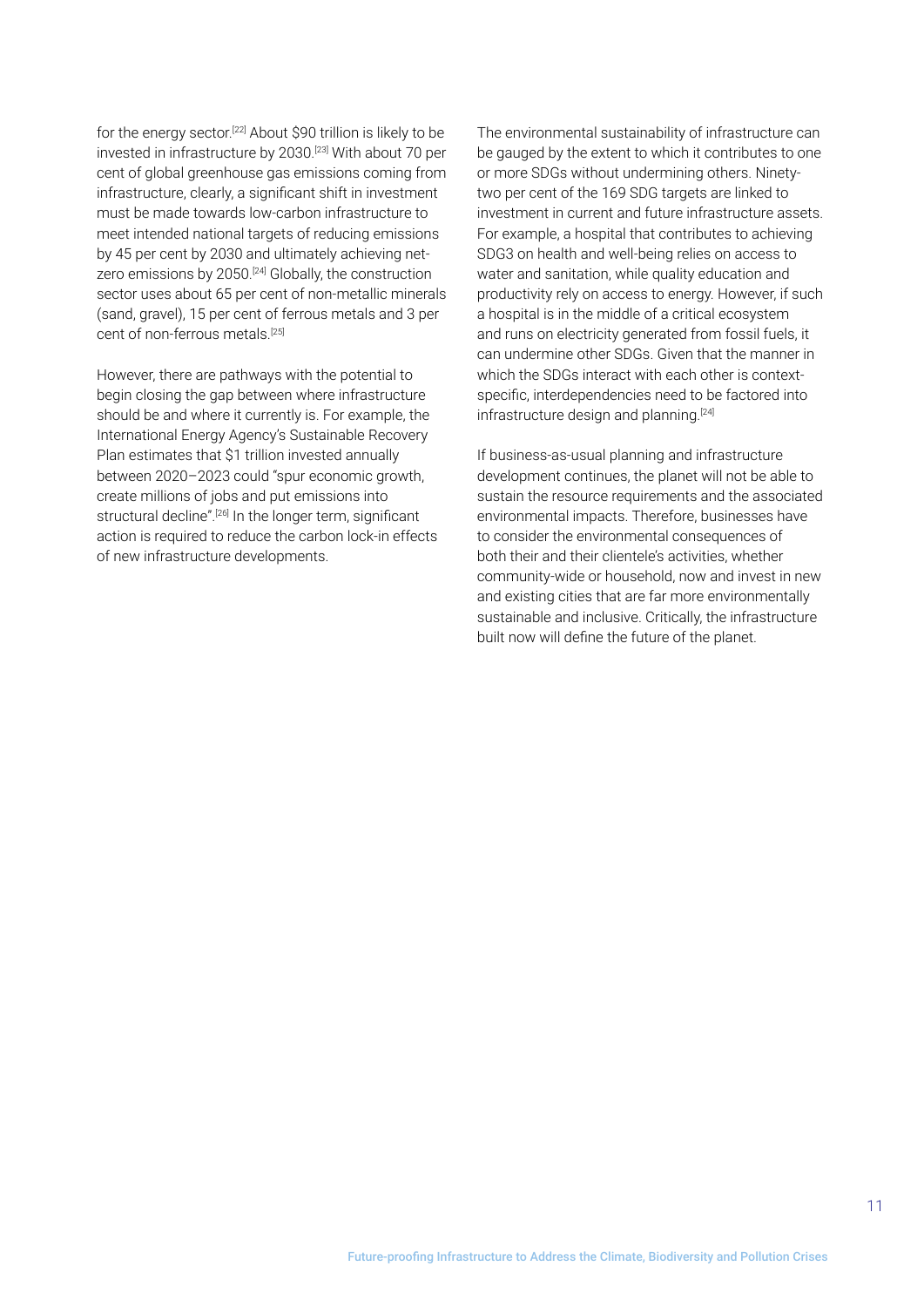for the energy sector.[22] About $90 trillion is likely to be invested in infrastructure by 2030.[23] With about 70 per cent of global greenhouse gas emissions coming from infrastructure, clearly, a significant shift in investment must be made towards low-carbon infrastructure to meet intended national targets of reducing emissions by 45 per cent by 2030 and ultimately achieving net-zero emissions by 2050.[24] Globally, the construction sector uses about 65 per cent of non-metallic minerals (sand, gravel), 15 per cent of ferrous metals and 3 per cent of non-ferrous metals.[25]

However, there are pathways with the potential to begin closing the gap between where infrastructure should be and where it currently is. For example, the International Energy Agency's Sustainable Recovery Plan estimates that $1 trillion invested annually between 2020–2023 could "spur economic growth, create millions of jobs and put emissions into structural decline".[26] In the longer term, significant action is required to reduce the carbon lock-in effects of new infrastructure developments.

The environmental sustainability of infrastructure can be gauged by the extent to which it contributes to one or more SDGs without undermining others. Ninety-two per cent of the 169 SDG targets are linked to investment in current and future infrastructure assets. For example, a hospital that contributes to achieving SDG3 on health and well-being relies on access to water and sanitation, while quality education and productivity rely on access to energy. However, if such a hospital is in the middle of a critical ecosystem and runs on electricity generated from fossil fuels, it can undermine other SDGs. Given that the manner in which the SDGs interact with each other is context-specific, interdependencies need to be factored into infrastructure design and planning.[24]

If business-as-usual planning and infrastructure development continues, the planet will not be able to sustain the resource requirements and the associated environmental impacts. Therefore, businesses have to consider the environmental consequences of both their and their clientele's activities, whether community-wide or household, now and invest in new and existing cities that are far more environmentally sustainable and inclusive. Critically, the infrastructure built now will define the future of the planet.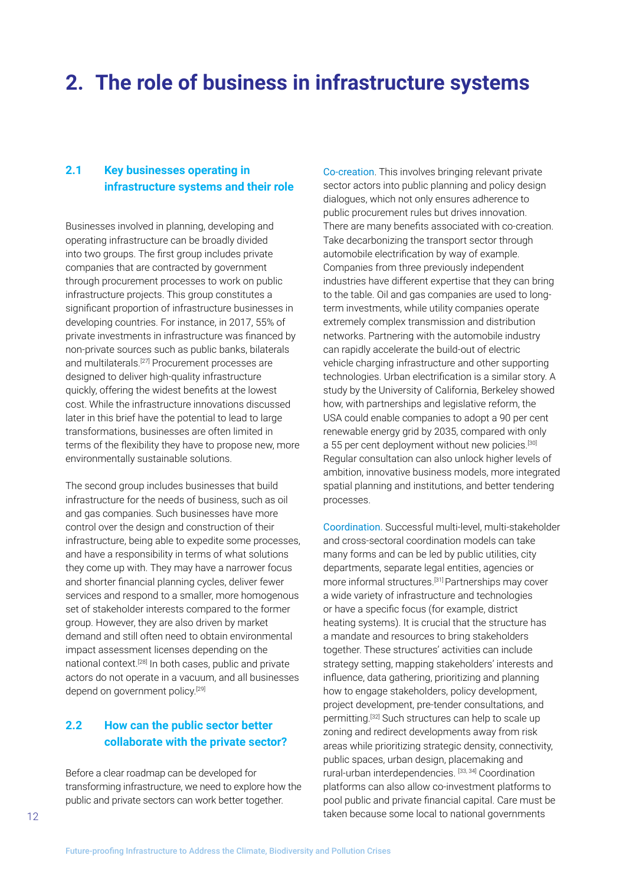# 2. The role of business in infrastructure systems

## 2.1 Key businesses operating in infrastructure systems and their role

Businesses involved in planning, developing and operating infrastructure can be broadly divided into two groups. The first group includes private companies that are contracted by government through procurement processes to work on public infrastructure projects. This group constitutes a significant proportion of infrastructure businesses in developing countries. For instance, in 2017, 55% of private investments in infrastructure was financed by non-private sources such as public banks, bilaterals and multilaterals.[27] Procurement processes are designed to deliver high-quality infrastructure quickly, offering the widest benefits at the lowest cost. While the infrastructure innovations discussed later in this brief have the potential to lead to large transformations, businesses are often limited in terms of the flexibility they have to propose new, more environmentally sustainable solutions.

The second group includes businesses that build infrastructure for the needs of business, such as oil and gas companies. Such businesses have more control over the design and construction of their infrastructure, being able to expedite some processes, and have a responsibility in terms of what solutions they come up with. They may have a narrower focus and shorter financial planning cycles, deliver fewer services and respond to a smaller, more homogenous set of stakeholder interests compared to the former group. However, they are also driven by market demand and still often need to obtain environmental impact assessment licenses depending on the national context.[28] In both cases, public and private actors do not operate in a vacuum, and all businesses depend on government policy.[29]

## 2.2 How can the public sector better collaborate with the private sector?

Before a clear roadmap can be developed for transforming infrastructure, we need to explore how the public and private sectors can work better together.

Co-creation. This involves bringing relevant private sector actors into public planning and policy design dialogues, which not only ensures adherence to public procurement rules but drives innovation. There are many benefits associated with co-creation. Take decarbonizing the transport sector through automobile electrification by way of example. Companies from three previously independent industries have different expertise that they can bring to the table. Oil and gas companies are used to long-term investments, while utility companies operate extremely complex transmission and distribution networks. Partnering with the automobile industry can rapidly accelerate the build-out of electric vehicle charging infrastructure and other supporting technologies. Urban electrification is a similar story. A study by the University of California, Berkeley showed how, with partnerships and legislative reform, the USA could enable companies to adopt a 90 per cent renewable energy grid by 2035, compared with only a 55 per cent deployment without new policies.[30] Regular consultation can also unlock higher levels of ambition, innovative business models, more integrated spatial planning and institutions, and better tendering processes.

Coordination. Successful multi-level, multi-stakeholder and cross-sectoral coordination models can take many forms and can be led by public utilities, city departments, separate legal entities, agencies or more informal structures.[31] Partnerships may cover a wide variety of infrastructure and technologies or have a specific focus (for example, district heating systems). It is crucial that the structure has a mandate and resources to bring stakeholders together. These structures' activities can include strategy setting, mapping stakeholders' interests and influence, data gathering, prioritizing and planning how to engage stakeholders, policy development, project development, pre-tender consultations, and permitting.[32] Such structures can help to scale up zoning and redirect developments away from risk areas while prioritizing strategic density, connectivity, public spaces, urban design, placemaking and rural-urban interdependencies.[33, 34] Coordination platforms can also allow co-investment platforms to pool public and private financial capital. Care must be taken because some local to national governments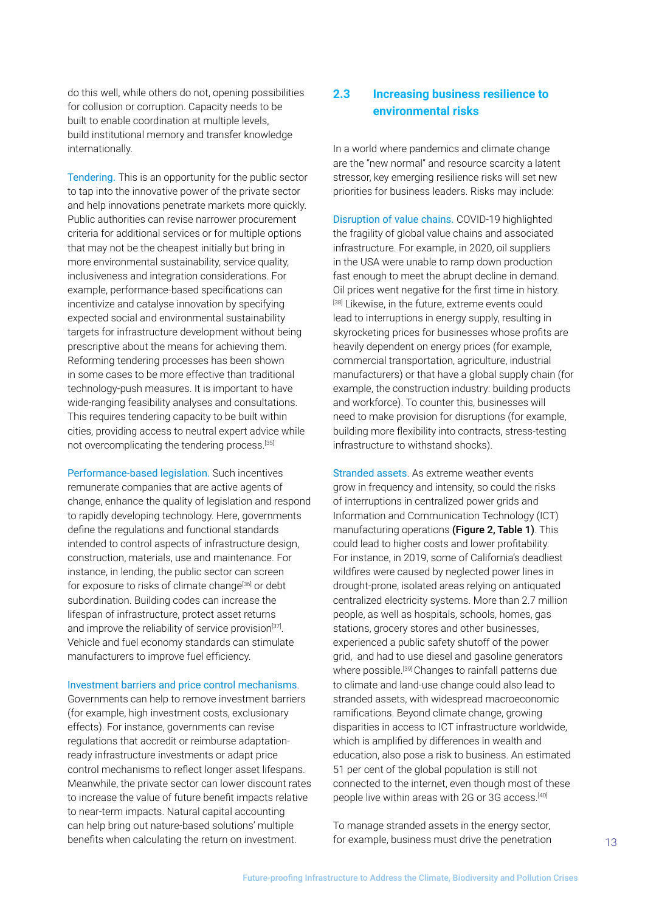do this well, while others do not, opening possibilities for collusion or corruption. Capacity needs to be built to enable coordination at multiple levels, build institutional memory and transfer knowledge internationally.

Tendering. This is an opportunity for the public sector to tap into the innovative power of the private sector and help innovations penetrate markets more quickly. Public authorities can revise narrower procurement criteria for additional services or for multiple options that may not be the cheapest initially but bring in more environmental sustainability, service quality, inclusiveness and integration considerations. For example, performance-based specifications can incentivize and catalyse innovation by specifying expected social and environmental sustainability targets for infrastructure development without being prescriptive about the means for achieving them. Reforming tendering processes has been shown in some cases to be more effective than traditional technology-push measures. It is important to have wide-ranging feasibility analyses and consultations. This requires tendering capacity to be built within cities, providing access to neutral expert advice while not overcomplicating the tendering process.[35]

Performance-based legislation. Such incentives remunerate companies that are active agents of change, enhance the quality of legislation and respond to rapidly developing technology. Here, governments define the regulations and functional standards intended to control aspects of infrastructure design, construction, materials, use and maintenance. For instance, in lending, the public sector can screen for exposure to risks of climate change[36] or debt subordination. Building codes can increase the lifespan of infrastructure, protect asset returns and improve the reliability of service provision[37]. Vehicle and fuel economy standards can stimulate manufacturers to improve fuel efficiency.

Investment barriers and price control mechanisms. Governments can help to remove investment barriers (for example, high investment costs, exclusionary effects). For instance, governments can revise regulations that accredit or reimburse adaptation-ready infrastructure investments or adapt price control mechanisms to reflect longer asset lifespans. Meanwhile, the private sector can lower discount rates to increase the value of future benefit impacts relative to near-term impacts. Natural capital accounting can help bring out nature-based solutions' multiple benefits when calculating the return on investment.

## 2.3 Increasing business resilience to environmental risks

In a world where pandemics and climate change are the "new normal" and resource scarcity a latent stressor, key emerging resilience risks will set new priorities for business leaders. Risks may include:

Disruption of value chains. COVID-19 highlighted the fragility of global value chains and associated infrastructure. For example, in 2020, oil suppliers in the USA were unable to ramp down production fast enough to meet the abrupt decline in demand. Oil prices went negative for the first time in history.[38] Likewise, in the future, extreme events could lead to interruptions in energy supply, resulting in skyrocketing prices for businesses whose profits are heavily dependent on energy prices (for example, commercial transportation, agriculture, industrial manufacturers) or that have a global supply chain (for example, the construction industry: building products and workforce). To counter this, businesses will need to make provision for disruptions (for example, building more flexibility into contracts, stress-testing infrastructure to withstand shocks).

Stranded assets. As extreme weather events grow in frequency and intensity, so could the risks of interruptions in centralized power grids and Information and Communication Technology (ICT) manufacturing operations **(Figure 2, Table 1)**. This could lead to higher costs and lower profitability. For instance, in 2019, some of California's deadliest wildfires were caused by neglected power lines in drought-prone, isolated areas relying on antiquated centralized electricity systems. More than 2.7 million people, as well as hospitals, schools, homes, gas stations, grocery stores and other businesses, experienced a public safety shutoff of the power grid, and had to use diesel and gasoline generators where possible.[39] Changes to rainfall patterns due to climate and land-use change could also lead to stranded assets, with widespread macroeconomic ramifications. Beyond climate change, growing disparities in access to ICT infrastructure worldwide, which is amplified by differences in wealth and education, also pose a risk to business. An estimated 51 per cent of the global population is still not connected to the internet, even though most of these people live within areas with 2G or 3G access.[40]

To manage stranded assets in the energy sector, for example, business must drive the penetration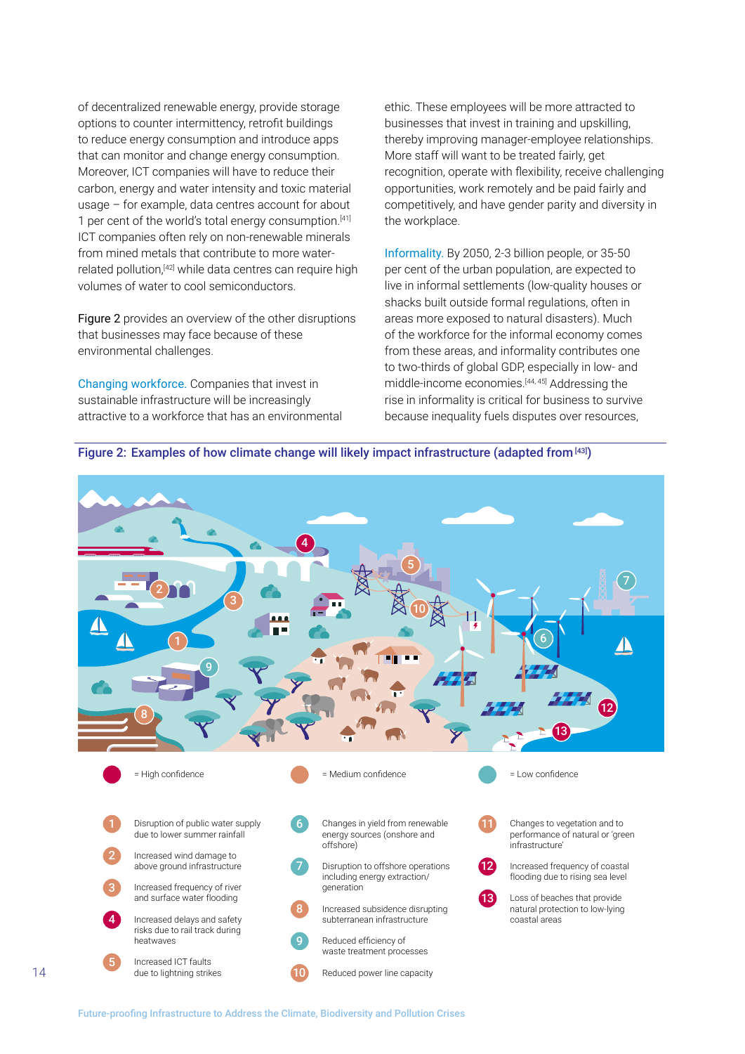of decentralized renewable energy, provide storage options to counter intermittency, retrofit buildings to reduce energy consumption and introduce apps that can monitor and change energy consumption. Moreover, ICT companies will have to reduce their carbon, energy and water intensity and toxic material usage – for example, data centres account for about 1 per cent of the world's total energy consumption.[41] ICT companies often rely on non-renewable minerals from mined metals that contribute to more water-related pollution,[42] while data centres can require high volumes of water to cool semiconductors.

Figure 2 provides an overview of the other disruptions that businesses may face because of these environmental challenges.

**Changing workforce.** Companies that invest in sustainable infrastructure will be increasingly attractive to a workforce that has an environmental ethic. These employees will be more attracted to businesses that invest in training and upskilling, thereby improving manager-employee relationships. More staff will want to be treated fairly, get recognition, operate with flexibility, receive challenging opportunities, work remotely and be paid fairly and competitively, and have gender parity and diversity in the workplace.

**Informality.** By 2050, 2-3 billion people, or 35-50 per cent of the urban population, are expected to live in informal settlements (low-quality houses or shacks built outside formal regulations, often in areas more exposed to natural disasters). Much of the workforce for the informal economy comes from these areas, and informality contributes one to two-thirds of global GDP, especially in low- and middle-income economies.[44, 45] Addressing the rise in informality is critical for business to survive because inequality fuels disputes over resources,

**Figure 2: Examples of how climate change will likely impact infrastructure (adapted from[43])**

- = High confidence
- = Medium confidence
- = Low confidence

1. Disruption of public water supply due to lower summer rainfall
2. Increased wind damage to above ground infrastructure
3. Increased frequency of river and surface water flooding
4. Increased delays and safety risks due to rail track during heatwaves
5. Increased ICT faults due to lightning strikes
6. Changes in yield from renewable energy sources (onshore and offshore)
7. Disruption to offshore operations including energy extraction/ generation
8. Increased subsidence disrupting subterranean infrastructure
9. Reduced efficiency of waste treatment processes
10. Reduced power line capacity
11. Changes to vegetation and to performance of natural or 'green infrastructure'
12. Increased frequency of coastal flooding due to rising sea level
13. Loss of beaches that provide natural protection to low-lying coastal areas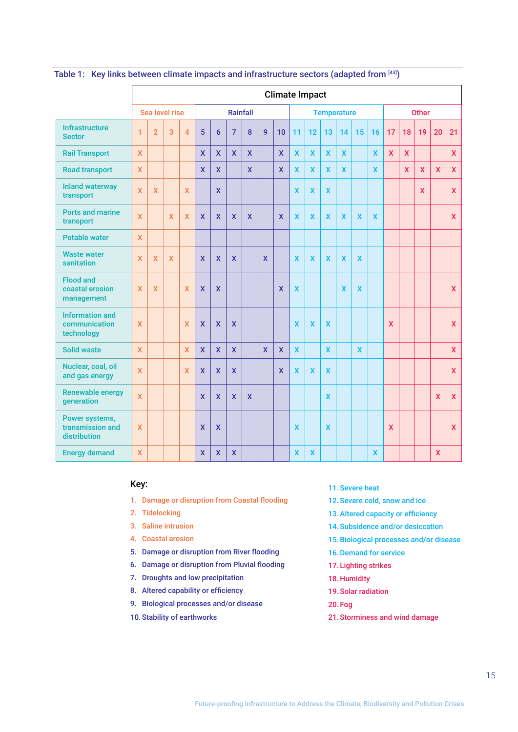Table 1: Key links between climate impacts and infrastructure sectors (adapted from [43])

| | Climate Impact | | | | | | | | | | | | | | | | | | | | |
|---|---|---|---|---|---|---|---|---|---|---|---|---|---|---|---|---|---|---|---|---|---|
| | Sea level rise | | | | Rainfall | | | | | | Temperature | | | | | | Other | | | | |
| Infrastructure Sector | 1 | 2 | 3 | 4 | 5 | 6 | 7 | 8 | 9 | 10 | 11 | 12 | 13 | 14 | 15 | 16 | 17 | 18 | 19 | 20 | 21 |
| Rail Transport | X | | | | X | X | X | X | | X | X | X | X | X | | X | X | X | | | X |
| Road transport | X | | | | X | X | | X | | X | X | X | X | X | | X | | X | X | X | X |
| Inland waterway transport | X | X | | X | | X | | | | | X | X | X | | | | | | X | | X |
| Ports and marine transport | X | | X | X | X | X | X | X | | X | X | X | X | X | X | X | | | | | X |
| Potable water | X | | | | | | | | | | | | | | | | | | | | |
| Waste water sanitation | X | X | X | | X | X | X | | X | | X | X | X | X | X | | | | | | |
| Flood and coastal erosion management | X | X | | X | X | X | | | | X | X | | | X | X | | | | | | X |
| Information and communication technology | X | | | X | X | X | X | | | | X | X | X | | | | X | | | | X |
| Solid waste | X | | | X | X | X | X | | X | X | X | | X | | X | | | | | | X |
| Nuclear, coal, oil and gas energy | X | | | X | X | X | X | | | X | X | X | X | | | | | | | | X |
| Renewable energy generation | X | | | | X | X | X | X | | | | | X | | | | | | | X | X |
| Power systems, transmission and distribution | X | | | | X | X | | | | | X | | X | | | | X | | | | X |
| Energy demand | X | | | | X | X | X | | | | X | X | | | | X | | | | X | |

Key:

1. Damage or disruption from Coastal flooding
2. Tidelocking
3. Saline intrusion
4. Coastal erosion
5. Damage or disruption from River flooding
6. Damage or disruption from Pluvial flooding
7. Droughts and low precipitation
8. Altered capability or efficiency
9. Biological processes and/or disease
10. Stability of earthworks
11. Severe heat
12. Severe cold, snow and ice
13. Altered capacity or efficiency
14. Subsidence and/or desiccation
15. Biological processes and/or disease
16. Demand for service
17. Lighting strikes
18. Humidity
19. Solar radiation
20. Fog
21. Storminess and wind damage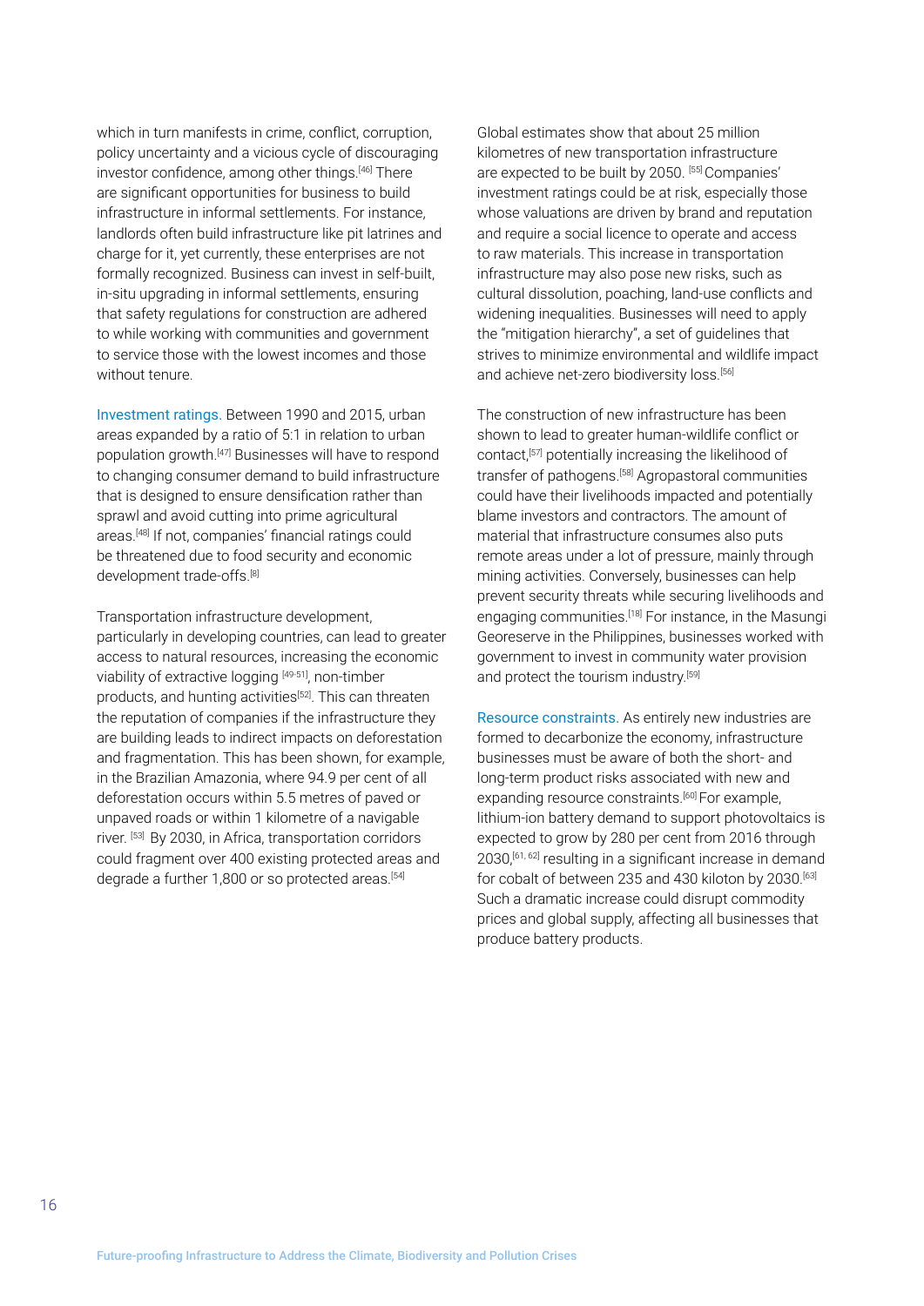which in turn manifests in crime, conflict, corruption, policy uncertainty and a vicious cycle of discouraging investor confidence, among other things.[46] There are significant opportunities for business to build infrastructure in informal settlements. For instance, landlords often build infrastructure like pit latrines and charge for it, yet currently, these enterprises are not formally recognized. Business can invest in self-built, in-situ upgrading in informal settlements, ensuring that safety regulations for construction are adhered to while working with communities and government to service those with the lowest incomes and those without tenure.

Investment ratings. Between 1990 and 2015, urban areas expanded by a ratio of 5:1 in relation to urban population growth.[47] Businesses will have to respond to changing consumer demand to build infrastructure that is designed to ensure densification rather than sprawl and avoid cutting into prime agricultural areas.[48] If not, companies' financial ratings could be threatened due to food security and economic development trade-offs.[8]

Transportation infrastructure development, particularly in developing countries, can lead to greater access to natural resources, increasing the economic viability of extractive logging [49-51], non-timber products, and hunting activities[52]. This can threaten the reputation of companies if the infrastructure they are building leads to indirect impacts on deforestation and fragmentation. This has been shown, for example, in the Brazilian Amazonia, where 94.9 per cent of all deforestation occurs within 5.5 metres of paved or unpaved roads or within 1 kilometre of a navigable river. [53] By 2030, in Africa, transportation corridors could fragment over 400 existing protected areas and degrade a further 1,800 or so protected areas.[54]

Global estimates show that about 25 million kilometres of new transportation infrastructure are expected to be built by 2050. [55] Companies' investment ratings could be at risk, especially those whose valuations are driven by brand and reputation and require a social licence to operate and access to raw materials. This increase in transportation infrastructure may also pose new risks, such as cultural dissolution, poaching, land-use conflicts and widening inequalities. Businesses will need to apply the "mitigation hierarchy", a set of guidelines that strives to minimize environmental and wildlife impact and achieve net-zero biodiversity loss.[56]

The construction of new infrastructure has been shown to lead to greater human-wildlife conflict or contact,[57] potentially increasing the likelihood of transfer of pathogens.[58] Agropastoral communities could have their livelihoods impacted and potentially blame investors and contractors. The amount of material that infrastructure consumes also puts remote areas under a lot of pressure, mainly through mining activities. Conversely, businesses can help prevent security threats while securing livelihoods and engaging communities.[18] For instance, in the Masungi Georeserve in the Philippines, businesses worked with government to invest in community water provision and protect the tourism industry.[59]

Resource constraints. As entirely new industries are formed to decarbonize the economy, infrastructure businesses must be aware of both the short- and long-term product risks associated with new and expanding resource constraints.[60] For example, lithium-ion battery demand to support photovoltaics is expected to grow by 280 per cent from 2016 through 2030,[61, 62] resulting in a significant increase in demand for cobalt of between 235 and 430 kiloton by 2030.[63] Such a dramatic increase could disrupt commodity prices and global supply, affecting all businesses that produce battery products.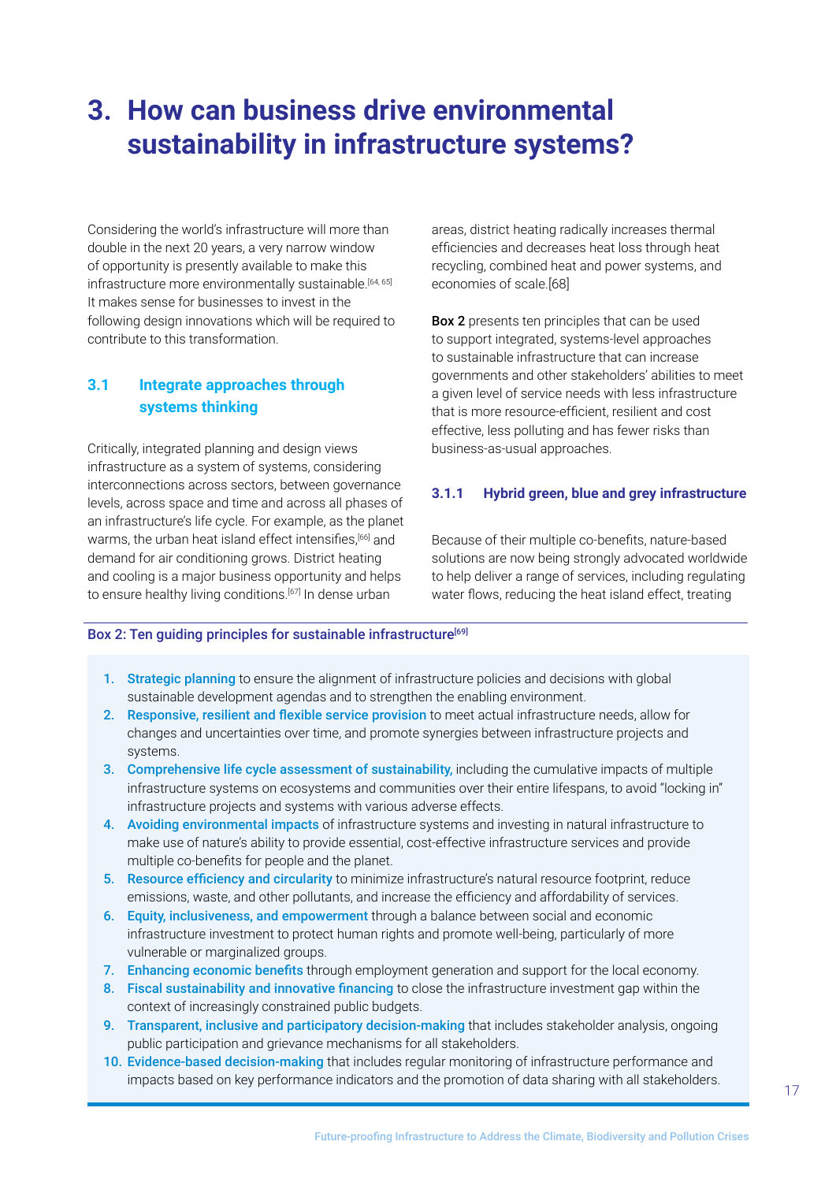# 3. How can business drive environmental sustainability in infrastructure systems?

Considering the world's infrastructure will more than double in the next 20 years, a very narrow window of opportunity is presently available to make this infrastructure more environmentally sustainable.[64, 65] It makes sense for businesses to invest in the following design innovations which will be required to contribute to this transformation.

## 3.1 Integrate approaches through systems thinking

Critically, integrated planning and design views infrastructure as a system of systems, considering interconnections across sectors, between governance levels, across space and time and across all phases of an infrastructure's life cycle. For example, as the planet warms, the urban heat island effect intensifies,[66] and demand for air conditioning grows. District heating and cooling is a major business opportunity and helps to ensure healthy living conditions.[67] In dense urban areas, district heating radically increases thermal efficiencies and decreases heat loss through heat recycling, combined heat and power systems, and economies of scale.[68]

**Box 2** presents ten principles that can be used to support integrated, systems-level approaches to sustainable infrastructure that can increase governments and other stakeholders' abilities to meet a given level of service needs with less infrastructure that is more resource-efficient, resilient and cost effective, less polluting and has fewer risks than business-as-usual approaches.

### 3.1.1 Hybrid green, blue and grey infrastructure

Because of their multiple co-benefits, nature-based solutions are now being strongly advocated worldwide to help deliver a range of services, including regulating water flows, reducing the heat island effect, treating

**Box 2: Ten guiding principles for sustainable infrastructure**[69]

1. **Strategic planning** to ensure the alignment of infrastructure policies and decisions with global sustainable development agendas and to strengthen the enabling environment.
2. **Responsive, resilient and flexible service provision** to meet actual infrastructure needs, allow for changes and uncertainties over time, and promote synergies between infrastructure projects and systems.
3. **Comprehensive life cycle assessment of sustainability,** including the cumulative impacts of multiple infrastructure systems on ecosystems and communities over their entire lifespans, to avoid "locking in" infrastructure projects and systems with various adverse effects.
4. **Avoiding environmental impacts** of infrastructure systems and investing in natural infrastructure to make use of nature's ability to provide essential, cost-effective infrastructure services and provide multiple co-benefits for people and the planet.
5. **Resource efficiency and circularity** to minimize infrastructure's natural resource footprint, reduce emissions, waste, and other pollutants, and increase the efficiency and affordability of services.
6. **Equity, inclusiveness, and empowerment** through a balance between social and economic infrastructure investment to protect human rights and promote well-being, particularly of more vulnerable or marginalized groups.
7. **Enhancing economic benefits** through employment generation and support for the local economy.
8. **Fiscal sustainability and innovative financing** to close the infrastructure investment gap within the context of increasingly constrained public budgets.
9. **Transparent, inclusive and participatory decision-making** that includes stakeholder analysis, ongoing public participation and grievance mechanisms for all stakeholders.
10. **Evidence-based decision-making** that includes regular monitoring of infrastructure performance and impacts based on key performance indicators and the promotion of data sharing with all stakeholders.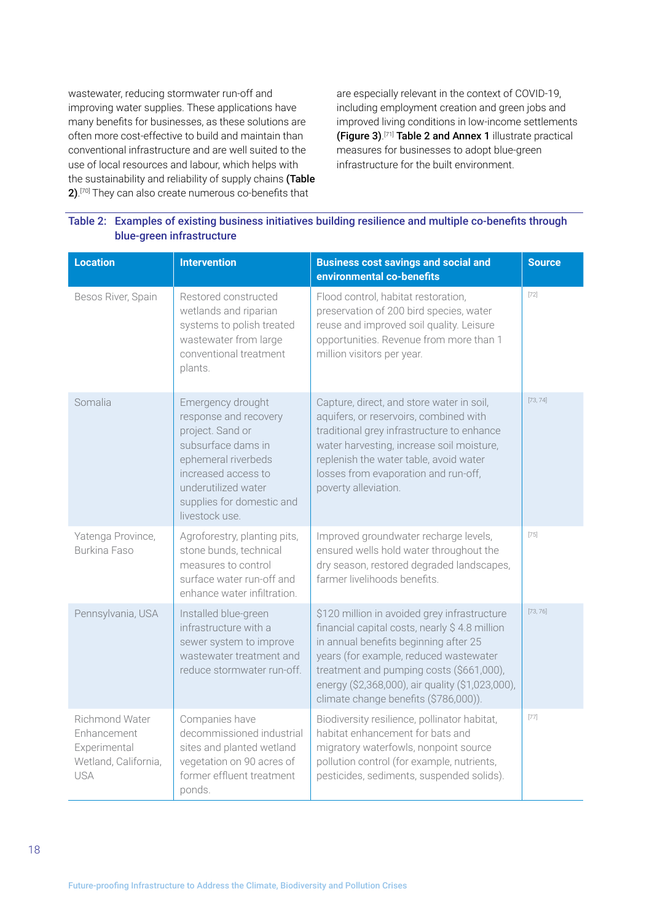wastewater, reducing stormwater run-off and improving water supplies. These applications have many benefits for businesses, as these solutions are often more cost-effective to build and maintain than conventional infrastructure and are well suited to the use of local resources and labour, which helps with the sustainability and reliability of supply chains **(Table 2)**.[70] They can also create numerous co-benefits that are especially relevant in the context of COVID-19, including employment creation and green jobs and improved living conditions in low-income settlements **(Figure 3)**.[71] **Table 2 and Annex 1** illustrate practical measures for businesses to adopt blue-green infrastructure for the built environment.

**Table 2: Examples of existing business initiatives building resilience and multiple co-benefits through blue-green infrastructure**

| Location | Intervention | Business cost savings and social and environmental co-benefits | Source |
|---|---|---|---|
| Besos River, Spain | Restored constructed wetlands and riparian systems to polish treated wastewater from large conventional treatment plants. | Flood control, habitat restoration, preservation of 200 bird species, water reuse and improved soil quality. Leisure opportunities. Revenue from more than 1 million visitors per year. | [72] |
| Somalia | Emergency drought response and recovery project. Sand or subsurface dams in ephemeral riverbeds increased access to underutilized water supplies for domestic and livestock use. | Capture, direct, and store water in soil, aquifers, or reservoirs, combined with traditional grey infrastructure to enhance water harvesting, increase soil moisture, replenish the water table, avoid water losses from evaporation and run-off, poverty alleviation. | [73, 74] |
| Yatenga Province, Burkina Faso | Agroforestry, planting pits, stone bunds, technical measures to control surface water run-off and enhance water infiltration. | Improved groundwater recharge levels, ensured wells hold water throughout the dry season, restored degraded landscapes, farmer livelihoods benefits. | [75] |
| Pennsylvania, USA | Installed blue-green infrastructure with a sewer system to improve wastewater treatment and reduce stormwater run-off. | $120 million in avoided grey infrastructure financial capital costs, nearly $ 4.8 million in annual benefits beginning after 25 years (for example, reduced wastewater treatment and pumping costs ($661,000), energy ($2,368,000), air quality ($1,023,000), climate change benefits ($786,000)). | [73, 76] |
| Richmond Water Enhancement Experimental Wetland, California, USA | Companies have decommissioned industrial sites and planted wetland vegetation on 90 acres of former effluent treatment ponds. | Biodiversity resilience, pollinator habitat, habitat enhancement for bats and migratory waterfowls, nonpoint source pollution control (for example, nutrients, pesticides, sediments, suspended solids). | [77] |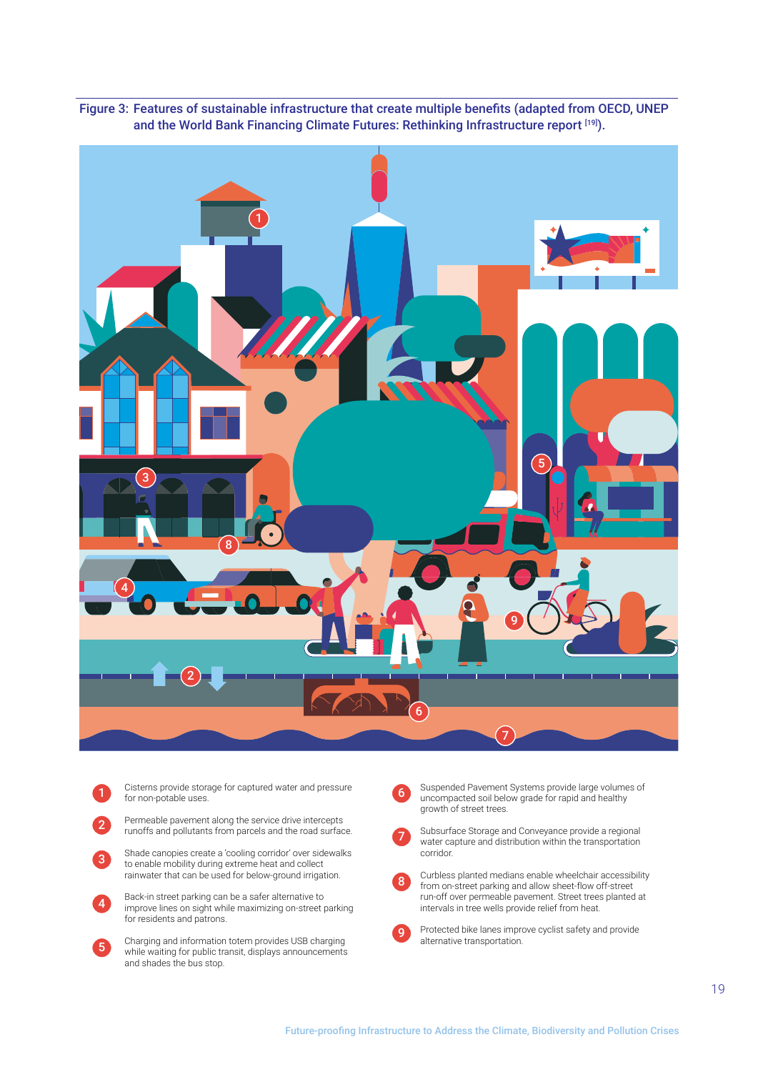Figure 3: Features of sustainable infrastructure that create multiple benefits (adapted from OECD, UNEP and the World Bank Financing Climate Futures: Rethinking Infrastructure report [19]).

1. Cisterns provide storage for captured water and pressure for non-potable uses.
2. Permeable pavement along the service drive intercepts runoffs and pollutants from parcels and the road surface.
3. Shade canopies create a 'cooling corridor' over sidewalks to enable mobility during extreme heat and collect rainwater that can be used for below-ground irrigation.
4. Back-in street parking can be a safer alternative to improve lines on sight while maximizing on-street parking for residents and patrons.
5. Charging and information totem provides USB charging while waiting for public transit, displays announcements and shades the bus stop.
6. Suspended Pavement Systems provide large volumes of uncompacted soil below grade for rapid and healthy growth of street trees.
7. Subsurface Storage and Conveyance provide a regional water capture and distribution within the transportation corridor.
8. Curbless planted medians enable wheelchair accessibility from on-street parking and allow sheet-flow off-street run-off over permeable pavement. Street trees planted at intervals in tree wells provide relief from heat.
9. Protected bike lanes improve cyclist safety and provide alternative transportation.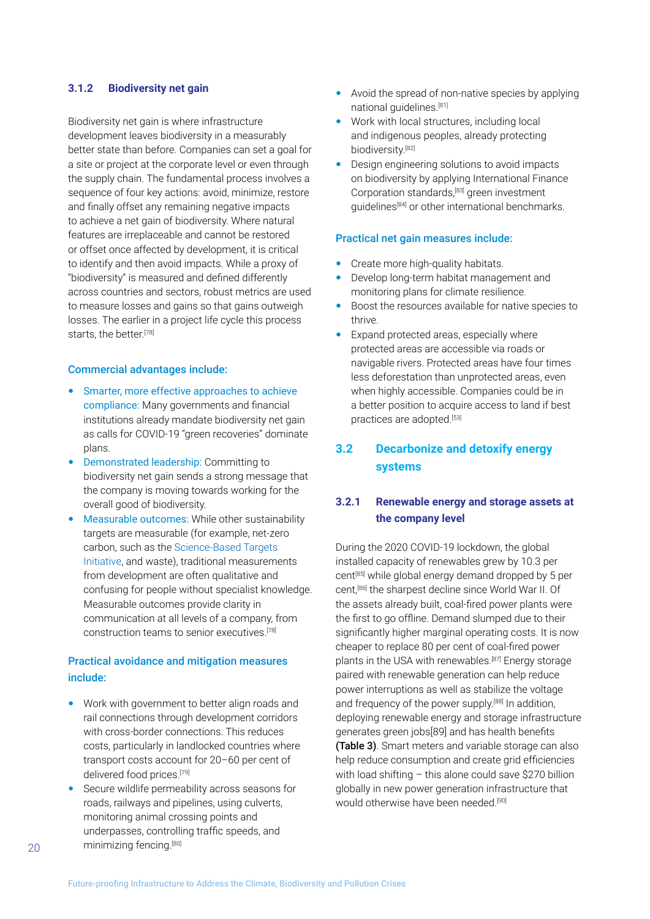### 3.1.2 Biodiversity net gain

Biodiversity net gain is where infrastructure development leaves biodiversity in a measurably better state than before. Companies can set a goal for a site or project at the corporate level or even through the supply chain. The fundamental process involves a sequence of four key actions: avoid, minimize, restore and finally offset any remaining negative impacts to achieve a net gain of biodiversity. Where natural features are irreplaceable and cannot be restored or offset once affected by development, it is critical to identify and then avoid impacts. While a proxy of "biodiversity" is measured and defined differently across countries and sectors, robust metrics are used to measure losses and gains so that gains outweigh losses. The earlier in a project life cycle this process starts, the better.[78]

**Commercial advantages include:**

- Smarter, more effective approaches to achieve compliance: Many governments and financial institutions already mandate biodiversity net gain as calls for COVID-19 "green recoveries" dominate plans.
- Demonstrated leadership: Committing to biodiversity net gain sends a strong message that the company is moving towards working for the overall good of biodiversity.
- Measurable outcomes: While other sustainability targets are measurable (for example, net-zero carbon, such as the Science-Based Targets Initiative, and waste), traditional measurements from development are often qualitative and confusing for people without specialist knowledge. Measurable outcomes provide clarity in communication at all levels of a company, from construction teams to senior executives.[78]

**Practical avoidance and mitigation measures include:**

- Work with government to better align roads and rail connections through development corridors with cross-border connections. This reduces costs, particularly in landlocked countries where transport costs account for 20–60 per cent of delivered food prices.[79]
- Secure wildlife permeability across seasons for roads, railways and pipelines, using culverts, monitoring animal crossing points and underpasses, controlling traffic speeds, and minimizing fencing.[80]
- Avoid the spread of non-native species by applying national guidelines.[81]
- Work with local structures, including local and indigenous peoples, already protecting biodiversity.[82]
- Design engineering solutions to avoid impacts on biodiversity by applying International Finance Corporation standards,[83] green investment guidelines[84] or other international benchmarks.

**Practical net gain measures include:**

- Create more high-quality habitats.
- Develop long-term habitat management and monitoring plans for climate resilience.
- Boost the resources available for native species to thrive.
- Expand protected areas, especially where protected areas are accessible via roads or navigable rivers. Protected areas have four times less deforestation than unprotected areas, even when highly accessible. Companies could be in a better position to acquire access to land if best practices are adopted.[53]

## 3.2 Decarbonize and detoxify energy systems

### 3.2.1 Renewable energy and storage assets at the company level

During the 2020 COVID-19 lockdown, the global installed capacity of renewables grew by 10.3 per cent[85] while global energy demand dropped by 5 per cent,[86] the sharpest decline since World War II. Of the assets already built, coal-fired power plants were the first to go offline. Demand slumped due to their significantly higher marginal operating costs. It is now cheaper to replace 80 per cent of coal-fired power plants in the USA with renewables.[87] Energy storage paired with renewable generation can help reduce power interruptions as well as stabilize the voltage and frequency of the power supply.[88] In addition, deploying renewable energy and storage infrastructure generates green jobs[89] and has health benefits **(Table 3)**. Smart meters and variable storage can also help reduce consumption and create grid efficiencies with load shifting – this alone could save $270 billion globally in new power generation infrastructure that would otherwise have been needed.[90]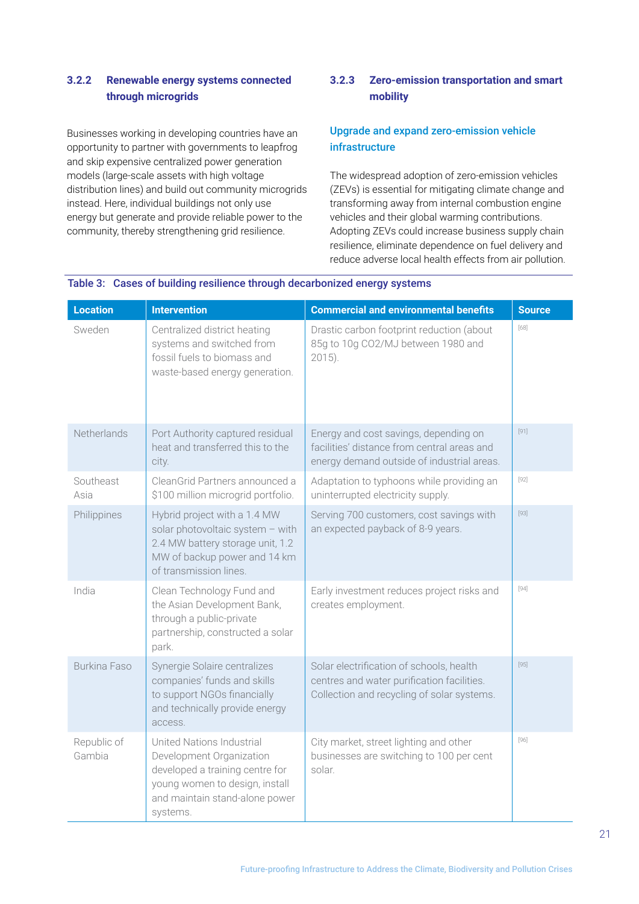### 3.2.2 Renewable energy systems connected through microgrids

Businesses working in developing countries have an opportunity to partner with governments to leapfrog and skip expensive centralized power generation models (large-scale assets with high voltage distribution lines) and build out community microgrids instead. Here, individual buildings not only use energy but generate and provide reliable power to the community, thereby strengthening grid resilience.

### 3.2.3 Zero-emission transportation and smart mobility

#### Upgrade and expand zero-emission vehicle infrastructure

The widespread adoption of zero-emission vehicles (ZEVs) is essential for mitigating climate change and transforming away from internal combustion engine vehicles and their global warming contributions. Adopting ZEVs could increase business supply chain resilience, eliminate dependence on fuel delivery and reduce adverse local health effects from air pollution.

**Table 3: Cases of building resilience through decarbonized energy systems**

| Location | Intervention | Commercial and environmental benefits | Source |
|---|---|---|---|
| Sweden | Centralized district heating systems and switched from fossil fuels to biomass and waste-based energy generation. | Drastic carbon footprint reduction (about 85g to 10g $CO_2$/MJ between 1980 and 2015). | [68] |
| Netherlands | Port Authority captured residual heat and transferred this to the city. | Energy and cost savings, depending on facilities' distance from central areas and energy demand outside of industrial areas. | [91] |
| Southeast Asia | CleanGrid Partners announced a $100 million microgrid portfolio. | Adaptation to typhoons while providing an uninterrupted electricity supply. | [92] |
| Philippines | Hybrid project with a 1.4 MW solar photovoltaic system – with 2.4 MW battery storage unit, 1.2 MW of backup power and 14 km of transmission lines. | Serving 700 customers, cost savings with an expected payback of 8-9 years. | [93] |
| India | Clean Technology Fund and the Asian Development Bank, through a public-private partnership, constructed a solar park. | Early investment reduces project risks and creates employment. | [94] |
| Burkina Faso | Synergie Solaire centralizes companies' funds and skills to support NGOs financially and technically provide energy access. | Solar electrification of schools, health centres and water purification facilities. Collection and recycling of solar systems. | [95] |
| Republic of Gambia | United Nations Industrial Development Organization developed a training centre for young women to design, install and maintain stand-alone power systems. | City market, street lighting and other businesses are switching to 100 per cent solar. | [96] |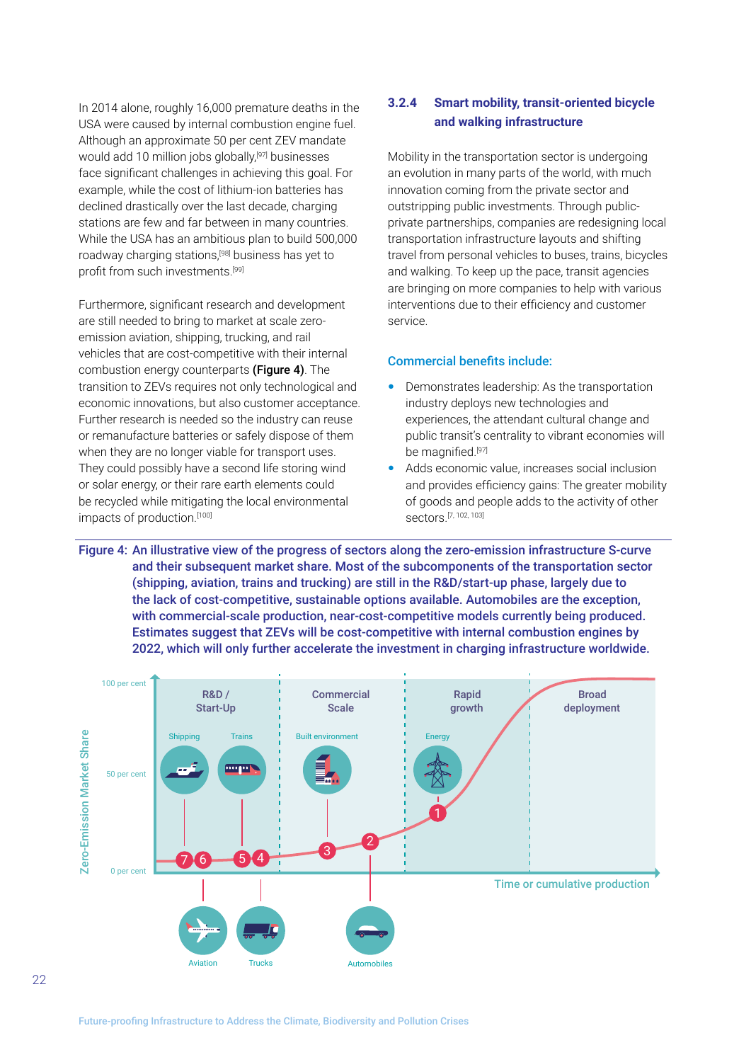In 2014 alone, roughly 16,000 premature deaths in the USA were caused by internal combustion engine fuel. Although an approximate 50 per cent ZEV mandate would add 10 million jobs globally,[97] businesses face significant challenges in achieving this goal. For example, while the cost of lithium-ion batteries has declined drastically over the last decade, charging stations are few and far between in many countries. While the USA has an ambitious plan to build 500,000 roadway charging stations,[98] business has yet to profit from such investments.[99]

Furthermore, significant research and development are still needed to bring to market at scale zero-emission aviation, shipping, trucking, and rail vehicles that are cost-competitive with their internal combustion energy counterparts (**Figure 4**). The transition to ZEVs requires not only technological and economic innovations, but also customer acceptance. Further research is needed so the industry can reuse or remanufacture batteries or safely dispose of them when they are no longer viable for transport uses. They could possibly have a second life storing wind or solar energy, or their rare earth elements could be recycled while mitigating the local environmental impacts of production.[100]

### 3.2.4 Smart mobility, transit-oriented bicycle and walking infrastructure

Mobility in the transportation sector is undergoing an evolution in many parts of the world, with much innovation coming from the private sector and outstripping public investments. Through public-private partnerships, companies are redesigning local transportation infrastructure layouts and shifting travel from personal vehicles to buses, trains, bicycles and walking. To keep up the pace, transit agencies are bringing on more companies to help with various interventions due to their efficiency and customer service.

#### Commercial benefits include:

- Demonstrates leadership: As the transportation industry deploys new technologies and experiences, the attendant cultural change and public transit's centrality to vibrant economies will be magnified.[97]
- Adds economic value, increases social inclusion and provides efficiency gains: The greater mobility of goods and people adds to the activity of other sectors.[7, 102, 103]

**Figure 4: An illustrative view of the progress of sectors along the zero-emission infrastructure S-curve and their subsequent market share. Most of the subcomponents of the transportation sector (shipping, aviation, trains and trucking) are still in the R&D/start-up phase, largely due to the lack of cost-competitive, sustainable options available. Automobiles are the exception, with commercial-scale production, near-cost-competitive models currently being produced. Estimates suggest that ZEVs will be cost-competitive with internal combustion engines by 2022, which will only further accelerate the investment in charging infrastructure worldwide.**

Zero-Emission Market Share (0 per cent, 50 per cent, 100 per cent) vs. Time or cumulative production. Phases: R&D / Start-Up; Commercial Scale; Rapid growth; Broad deployment.

1 Energy; 2 Automobiles; 3 Built environment; 4 Trucks; 5 Trains; 6 Shipping; 7 Aviation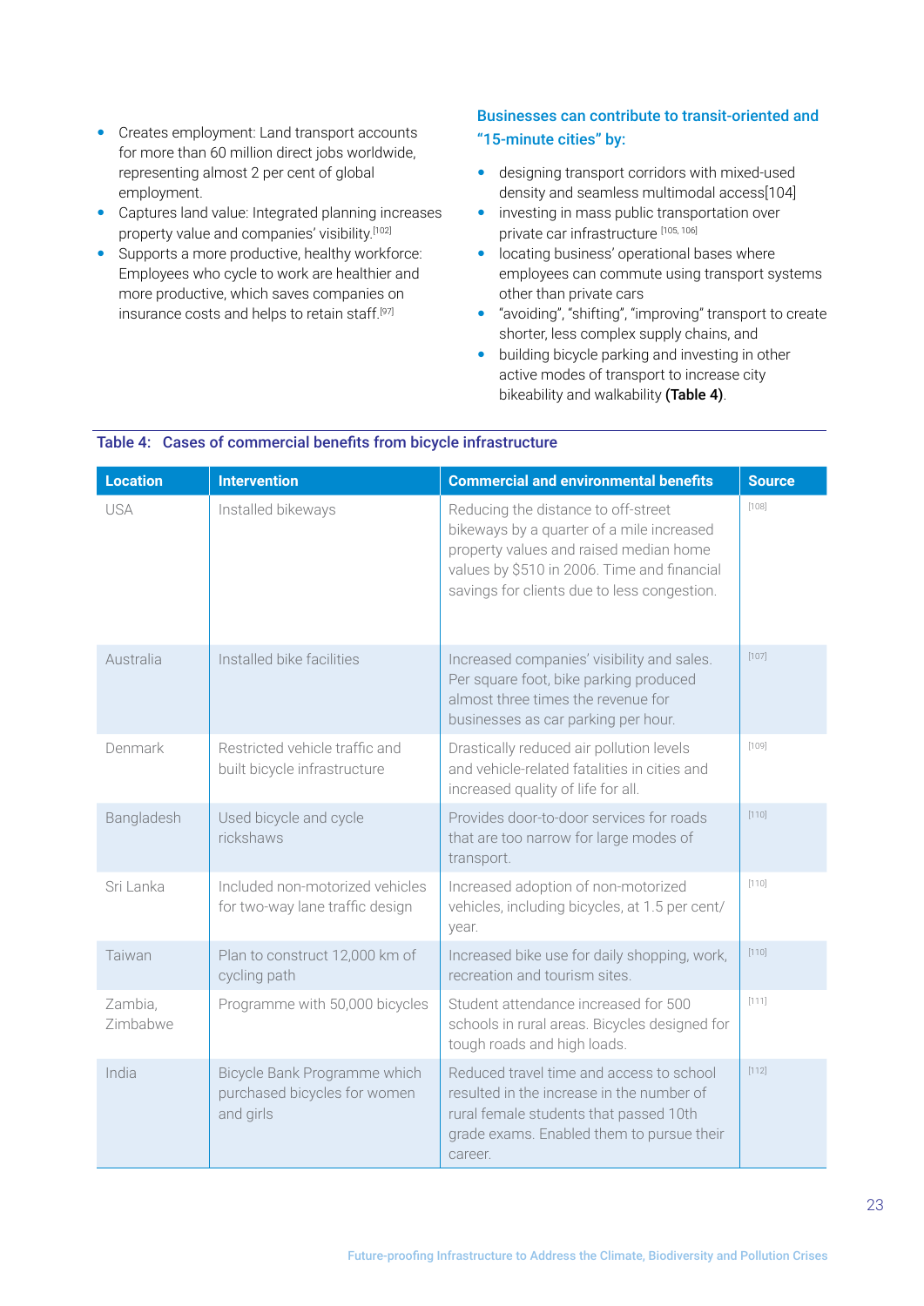- Creates employment: Land transport accounts for more than 60 million direct jobs worldwide, representing almost 2 per cent of global employment.
- Captures land value: Integrated planning increases property value and companies' visibility.[102]
- Supports a more productive, healthy workforce: Employees who cycle to work are healthier and more productive, which saves companies on insurance costs and helps to retain staff.[97]

### Businesses can contribute to transit-oriented and "15-minute cities" by:

- designing transport corridors with mixed-used density and seamless multimodal access[104]
- investing in mass public transportation over private car infrastructure [105, 106]
- locating business' operational bases where employees can commute using transport systems other than private cars
- "avoiding", "shifting", "improving" transport to create shorter, less complex supply chains, and
- building bicycle parking and investing in other active modes of transport to increase city bikeability and walkability **(Table 4)**.

**Table 4: Cases of commercial benefits from bicycle infrastructure**

| Location | Intervention | Commercial and environmental benefits | Source |
|---|---|---|---|
| USA | Installed bikeways | Reducing the distance to off-street bikeways by a quarter of a mile increased property values and raised median home values by $510 in 2006. Time and financial savings for clients due to less congestion. | [108] |
| Australia | Installed bike facilities | Increased companies' visibility and sales. Per square foot, bike parking produced almost three times the revenue for businesses as car parking per hour. | [107] |
| Denmark | Restricted vehicle traffic and built bicycle infrastructure | Drastically reduced air pollution levels and vehicle-related fatalities in cities and increased quality of life for all. | [109] |
| Bangladesh | Used bicycle and cycle rickshaws | Provides door-to-door services for roads that are too narrow for large modes of transport. | [110] |
| Sri Lanka | Included non-motorized vehicles for two-way lane traffic design | Increased adoption of non-motorized vehicles, including bicycles, at 1.5 per cent/year. | [110] |
| Taiwan | Plan to construct 12,000 km of cycling path | Increased bike use for daily shopping, work, recreation and tourism sites. | [110] |
| Zambia, Zimbabwe | Programme with 50,000 bicycles | Student attendance increased for 500 schools in rural areas. Bicycles designed for tough roads and high loads. | [111] |
| India | Bicycle Bank Programme which purchased bicycles for women and girls | Reduced travel time and access to school resulted in the increase in the number of rural female students that passed 10th grade exams. Enabled them to pursue their career. | [112] |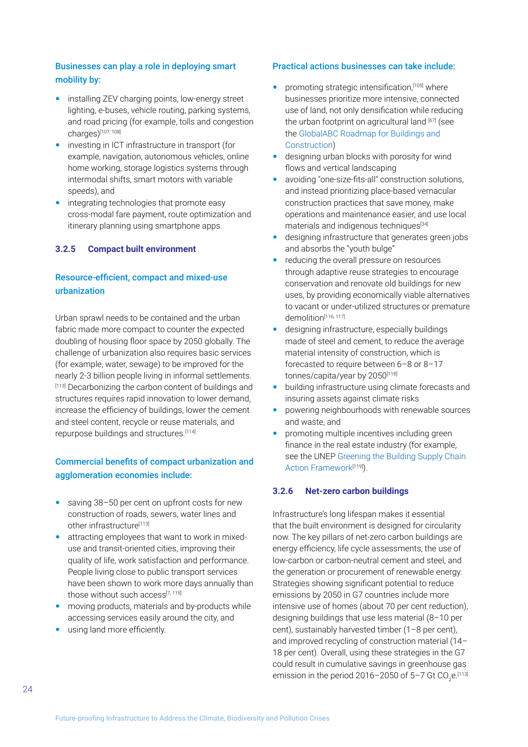**Businesses can play a role in deploying smart mobility by:**

- installing ZEV charging points, low-energy street lighting, e-buses, vehicle routing, parking systems, and road pricing (for example, tolls and congestion charges)[107, 108]
- investing in ICT infrastructure in transport (for example, navigation, autonomous vehicles, online home working, storage logistics systems through intermodal shifts, smart motors with variable speeds), and
- integrating technologies that promote easy cross-modal fare payment, route optimization and itinerary planning using smartphone apps.

### 3.2.5 Compact built environment

**Resource-efficient, compact and mixed-use urbanization**

Urban sprawl needs to be contained and the urban fabric made more compact to counter the expected doubling of housing floor space by 2050 globally. The challenge of urbanization also requires basic services (for example, water, sewage) to be improved for the nearly 2-3 billion people living in informal settlements.[113] Decarbonizing the carbon content of buildings and structures requires rapid innovation to lower demand, increase the efficiency of buildings, lower the cement and steel content, recycle or reuse materials, and repurpose buildings and structures.[114]

**Commercial benefits of compact urbanization and agglomeration economies include:**

- saving 38–50 per cent on upfront costs for new construction of roads, sewers, water lines and other infrastructure[113]
- attracting employees that want to work in mixed-use and transit-oriented cities, improving their quality of life, work satisfaction and performance. People living close to public transport services have been shown to work more days annually than those without such access[7, 115]
- moving products, materials and by-products while accessing services easily around the city, and
- using land more efficiently.

**Practical actions businesses can take include:**

- promoting strategic intensification,[105] where businesses prioritize more intensive, connected use of land, not only densification while reducing the urban footprint on agricultural land [67] (see the GlobalABC Roadmap for Buildings and Construction)
- designing urban blocks with porosity for wind flows and vertical landscaping
- avoiding "one-size-fits-all" construction solutions, and instead prioritizing place-based vernacular construction practices that save money, make operations and maintenance easier, and use local materials and indigenous techniques[34]
- designing infrastructure that generates green jobs and absorbs the "youth bulge"
- reducing the overall pressure on resources through adaptive reuse strategies to encourage conservation and renovate old buildings for new uses, by providing economically viable alternatives to vacant or under-utilized structures or premature demolition[116, 117]
- designing infrastructure, especially buildings made of steel and cement, to reduce the average material intensity of construction, which is forecasted to require between 6–8 or 8–17 tonnes/capita/year by 2050[118]
- building infrastructure using climate forecasts and insuring assets against climate risks
- powering neighbourhoods with renewable sources and waste, and
- promoting multiple incentives including green finance in the real estate industry (for example, see the UNEP Greening the Building Supply Chain Action Framework[119]).

### 3.2.6 Net-zero carbon buildings

Infrastructure's long lifespan makes it essential that the built environment is designed for circularity now. The key pillars of net-zero carbon buildings are energy efficiency, life cycle assessments, the use of low-carbon or carbon-neutral cement and steel, and the generation or procurement of renewable energy. Strategies showing significant potential to reduce emissions by 2050 in G7 countries include more intensive use of homes (about 70 per cent reduction), designing buildings that use less material (8–10 per cent), sustainably harvested timber (1–8 per cent), and improved recycling of construction material (14–18 per cent). Overall, using these strategies in the G7 could result in cumulative savings in greenhouse gas emission in the period 2016–2050 of 5–7 Gt $CO_2$e.[113]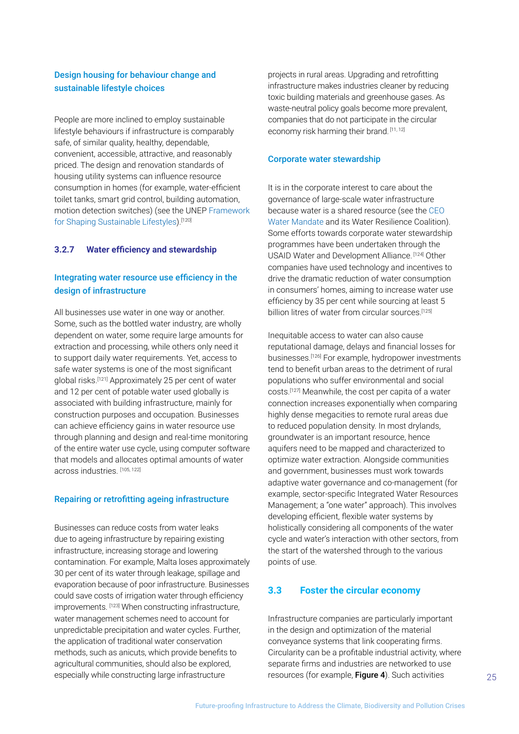### Design housing for behaviour change and sustainable lifestyle choices

People are more inclined to employ sustainable lifestyle behaviours if infrastructure is comparably safe, of similar quality, healthy, dependable, convenient, accessible, attractive, and reasonably priced. The design and renovation standards of housing utility systems can influence resource consumption in homes (for example, water-efficient toilet tanks, smart grid control, building automation, motion detection switches) (see the UNEP Framework for Shaping Sustainable Lifestyles).[120]

## 3.2.7 Water efficiency and stewardship

### Integrating water resource use efficiency in the design of infrastructure

All businesses use water in one way or another. Some, such as the bottled water industry, are wholly dependent on water, some require large amounts for extraction and processing, while others only need it to support daily water requirements. Yet, access to safe water systems is one of the most significant global risks.[121] Approximately 25 per cent of water and 12 per cent of potable water used globally is associated with building infrastructure, mainly for construction purposes and occupation. Businesses can achieve efficiency gains in water resource use through planning and design and real-time monitoring of the entire water use cycle, using computer software that models and allocates optimal amounts of water across industries. [105, 122]

### Repairing or retrofitting ageing infrastructure

Businesses can reduce costs from water leaks due to ageing infrastructure by repairing existing infrastructure, increasing storage and lowering contamination. For example, Malta loses approximately 30 per cent of its water through leakage, spillage and evaporation because of poor infrastructure. Businesses could save costs of irrigation water through efficiency improvements. [123] When constructing infrastructure, water management schemes need to account for unpredictable precipitation and water cycles. Further, the application of traditional water conservation methods, such as anicuts, which provide benefits to agricultural communities, should also be explored, especially while constructing large infrastructure projects in rural areas. Upgrading and retrofitting infrastructure makes industries cleaner by reducing toxic building materials and greenhouse gases. As waste-neutral policy goals become more prevalent, companies that do not participate in the circular economy risk harming their brand. [11, 12]

### Corporate water stewardship

It is in the corporate interest to care about the governance of large-scale water infrastructure because water is a shared resource (see the CEO Water Mandate and its Water Resilience Coalition). Some efforts towards corporate water stewardship programmes have been undertaken through the USAID Water and Development Alliance. [124] Other companies have used technology and incentives to drive the dramatic reduction of water consumption in consumers' homes, aiming to increase water use efficiency by 35 per cent while sourcing at least 5 billion litres of water from circular sources.[125]

Inequitable access to water can also cause reputational damage, delays and financial losses for businesses.[126] For example, hydropower investments tend to benefit urban areas to the detriment of rural populations who suffer environmental and social costs.[127] Meanwhile, the cost per capita of a water connection increases exponentially when comparing highly dense megacities to remote rural areas due to reduced population density. In most drylands, groundwater is an important resource, hence aquifers need to be mapped and characterized to optimize water extraction. Alongside communities and government, businesses must work towards adaptive water governance and co-management (for example, sector-specific Integrated Water Resources Management; a "one water" approach). This involves developing efficient, flexible water systems by holistically considering all components of the water cycle and water's interaction with other sectors, from the start of the watershed through to the various points of use.

## 3.3 Foster the circular economy

Infrastructure companies are particularly important in the design and optimization of the material conveyance systems that link cooperating firms. Circularity can be a profitable industrial activity, where separate firms and industries are networked to use resources (for example, **Figure 4**). Such activities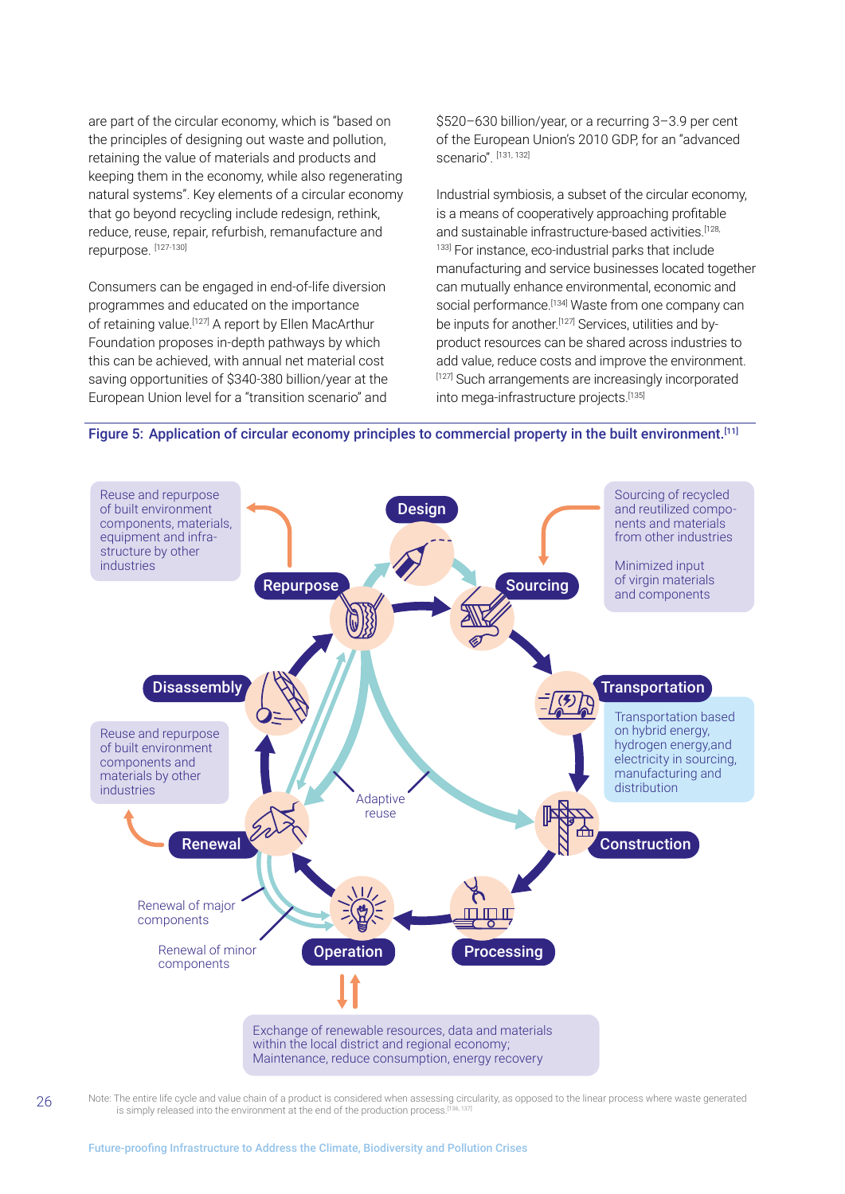are part of the circular economy, which is "based on the principles of designing out waste and pollution, retaining the value of materials and products and keeping them in the economy, while also regenerating natural systems". Key elements of a circular economy that go beyond recycling include redesign, rethink, reduce, reuse, repair, refurbish, remanufacture and repurpose. [127-130]

Consumers can be engaged in end-of-life diversion programmes and educated on the importance of retaining value.[127] A report by Ellen MacArthur Foundation proposes in-depth pathways by which this can be achieved, with annual net material cost saving opportunities of $340-380 billion/year at the European Union level for a "transition scenario" and $520–630 billion/year, or a recurring 3–3.9 per cent of the European Union's 2010 GDP, for an "advanced scenario". [131, 132]

Industrial symbiosis, a subset of the circular economy, is a means of cooperatively approaching profitable and sustainable infrastructure-based activities.[128, 133] For instance, eco-industrial parks that include manufacturing and service businesses located together can mutually enhance environmental, economic and social performance.[134] Waste from one company can be inputs for another.[127] Services, utilities and by-product resources can be shared across industries to add value, reduce costs and improve the environment.[127] Such arrangements are increasingly incorporated into mega-infrastructure projects.[135]

**Figure 5: Application of circular economy principles to commercial property in the built environment.[11]**

Design

Sourcing

Sourcing of recycled and reutilized components and materials from other industries

Minimized input of virgin materials and components

Transportation

Transportation based on hybrid energy, hydrogen energy,and electricity in sourcing, manufacturing and distribution

Construction

Processing

Operation

Exchange of renewable resources, data and materials within the local district and regional economy; Maintenance, reduce consumption, energy recovery

Renewal

Renewal of major components

Renewal of minor components

Reuse and repurpose of built environment components and materials by other industries

Disassembly

Repurpose

Reuse and repurpose of built environment components, materials, equipment and infrastructure by other industries

Adaptive reuse

Note: The entire life cycle and value chain of a product is considered when assessing circularity, as opposed to the linear process where waste generated is simply released into the environment at the end of the production process.[136, 137]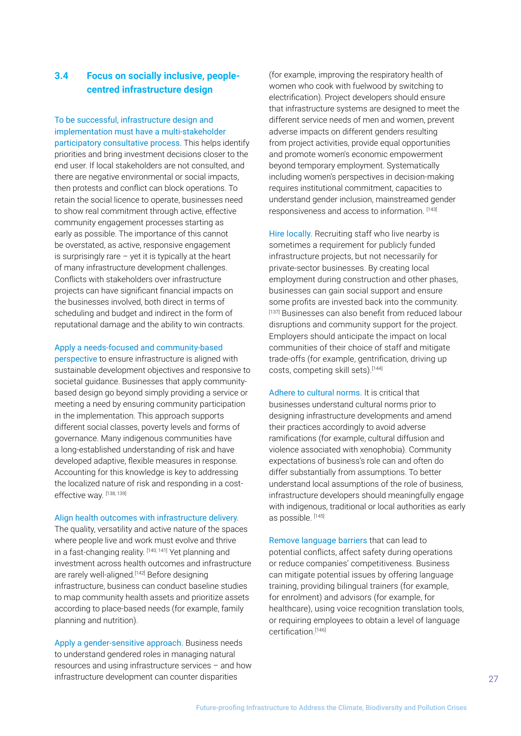## 3.4 Focus on socially inclusive, people-centred infrastructure design

To be successful, infrastructure design and implementation must have a multi-stakeholder participatory consultative process. This helps identify priorities and bring investment decisions closer to the end user. If local stakeholders are not consulted, and there are negative environmental or social impacts, then protests and conflict can block operations. To retain the social licence to operate, businesses need to show real commitment through active, effective community engagement processes starting as early as possible. The importance of this cannot be overstated, as active, responsive engagement is surprisingly rare – yet it is typically at the heart of many infrastructure development challenges. Conflicts with stakeholders over infrastructure projects can have significant financial impacts on the businesses involved, both direct in terms of scheduling and budget and indirect in the form of reputational damage and the ability to win contracts.

Apply a needs-focused and community-based perspective to ensure infrastructure is aligned with sustainable development objectives and responsive to societal guidance. Businesses that apply community-based design go beyond simply providing a service or meeting a need by ensuring community participation in the implementation. This approach supports different social classes, poverty levels and forms of governance. Many indigenous communities have a long-established understanding of risk and have developed adaptive, flexible measures in response. Accounting for this knowledge is key to addressing the localized nature of risk and responding in a cost-effective way. [138, 139]

Align health outcomes with infrastructure delivery. The quality, versatility and active nature of the spaces where people live and work must evolve and thrive in a fast-changing reality. [140, 141] Yet planning and investment across health outcomes and infrastructure are rarely well-aligned.[142] Before designing infrastructure, business can conduct baseline studies to map community health assets and prioritize assets according to place-based needs (for example, family planning and nutrition).

Apply a gender-sensitive approach. Business needs to understand gendered roles in managing natural resources and using infrastructure services – and how infrastructure development can counter disparities (for example, improving the respiratory health of women who cook with fuelwood by switching to electrification). Project developers should ensure that infrastructure systems are designed to meet the different service needs of men and women, prevent adverse impacts on different genders resulting from project activities, provide equal opportunities and promote women's economic empowerment beyond temporary employment. Systematically including women's perspectives in decision-making requires institutional commitment, capacities to understand gender inclusion, mainstreamed gender responsiveness and access to information. [143]

Hire locally. Recruiting staff who live nearby is sometimes a requirement for publicly funded infrastructure projects, but not necessarily for private-sector businesses. By creating local employment during construction and other phases, businesses can gain social support and ensure some profits are invested back into the community. [137] Businesses can also benefit from reduced labour disruptions and community support for the project. Employers should anticipate the impact on local communities of their choice of staff and mitigate trade-offs (for example, gentrification, driving up costs, competing skill sets).[144]

Adhere to cultural norms. It is critical that businesses understand cultural norms prior to designing infrastructure developments and amend their practices accordingly to avoid adverse ramifications (for example, cultural diffusion and violence associated with xenophobia). Community expectations of business's role can and often do differ substantially from assumptions. To better understand local assumptions of the role of business, infrastructure developers should meaningfully engage with indigenous, traditional or local authorities as early as possible. [145]

Remove language barriers that can lead to potential conflicts, affect safety during operations or reduce companies' competitiveness. Business can mitigate potential issues by offering language training, providing bilingual trainers (for example, for enrolment) and advisors (for example, for healthcare), using voice recognition translation tools, or requiring employees to obtain a level of language certification.[146]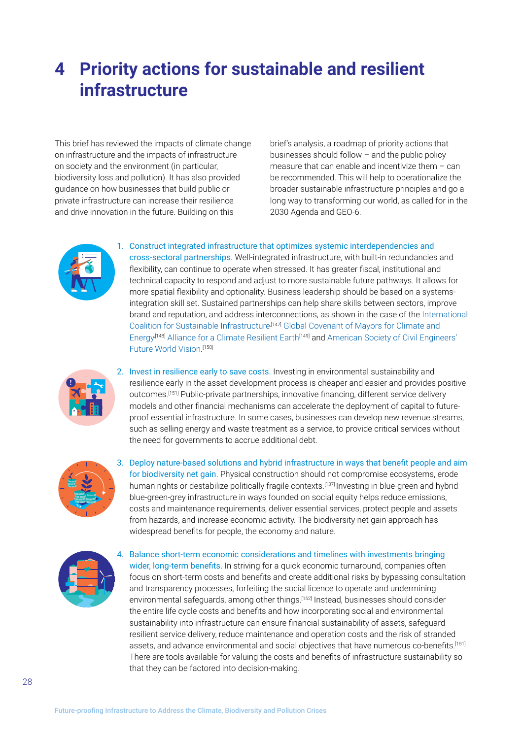# 4 Priority actions for sustainable and resilient infrastructure

This brief has reviewed the impacts of climate change on infrastructure and the impacts of infrastructure on society and the environment (in particular, biodiversity loss and pollution). It has also provided guidance on how businesses that build public or private infrastructure can increase their resilience and drive innovation in the future. Building on this brief's analysis, a roadmap of priority actions that businesses should follow – and the public policy measure that can enable and incentivize them – can be recommended. This will help to operationalize the broader sustainable infrastructure principles and go a long way to transforming our world, as called for in the 2030 Agenda and GEO-6.

1. Construct integrated infrastructure that optimizes systemic interdependencies and cross-sectoral partnerships. Well-integrated infrastructure, with built-in redundancies and flexibility, can continue to operate when stressed. It has greater fiscal, institutional and technical capacity to respond and adjust to more sustainable future pathways. It allows for more spatial flexibility and optionality. Business leadership should be based on a systems-integration skill set. Sustained partnerships can help share skills between sectors, improve brand and reputation, and address interconnections, as shown in the case of the International Coalition for Sustainable Infrastructure[147] Global Covenant of Mayors for Climate and Energy[148] Alliance for a Climate Resilient Earth[149] and American Society of Civil Engineers' Future World Vision.[150]

2. Invest in resilience early to save costs. Investing in environmental sustainability and resilience early in the asset development process is cheaper and easier and provides positive outcomes.[151] Public-private partnerships, innovative financing, different service delivery models and other financial mechanisms can accelerate the deployment of capital to future-proof essential infrastructure. In some cases, businesses can develop new revenue streams, such as selling energy and waste treatment as a service, to provide critical services without the need for governments to accrue additional debt.

3. Deploy nature-based solutions and hybrid infrastructure in ways that benefit people and aim for biodiversity net gain. Physical construction should not compromise ecosystems, erode human rights or destabilize politically fragile contexts.[137] Investing in blue-green and hybrid blue-green-grey infrastructure in ways founded on social equity helps reduce emissions, costs and maintenance requirements, deliver essential services, protect people and assets from hazards, and increase economic activity. The biodiversity net gain approach has widespread benefits for people, the economy and nature.

4. Balance short-term economic considerations and timelines with investments bringing wider, long-term benefits. In striving for a quick economic turnaround, companies often focus on short-term costs and benefits and create additional risks by bypassing consultation and transparency processes, forfeiting the social licence to operate and undermining environmental safeguards, among other things.[152] Instead, businesses should consider the entire life cycle costs and benefits and how incorporating social and environmental sustainability into infrastructure can ensure financial sustainability of assets, safeguard resilient service delivery, reduce maintenance and operation costs and the risk of stranded assets, and advance environmental and social objectives that have numerous co-benefits.[151] There are tools available for valuing the costs and benefits of infrastructure sustainability so that they can be factored into decision-making.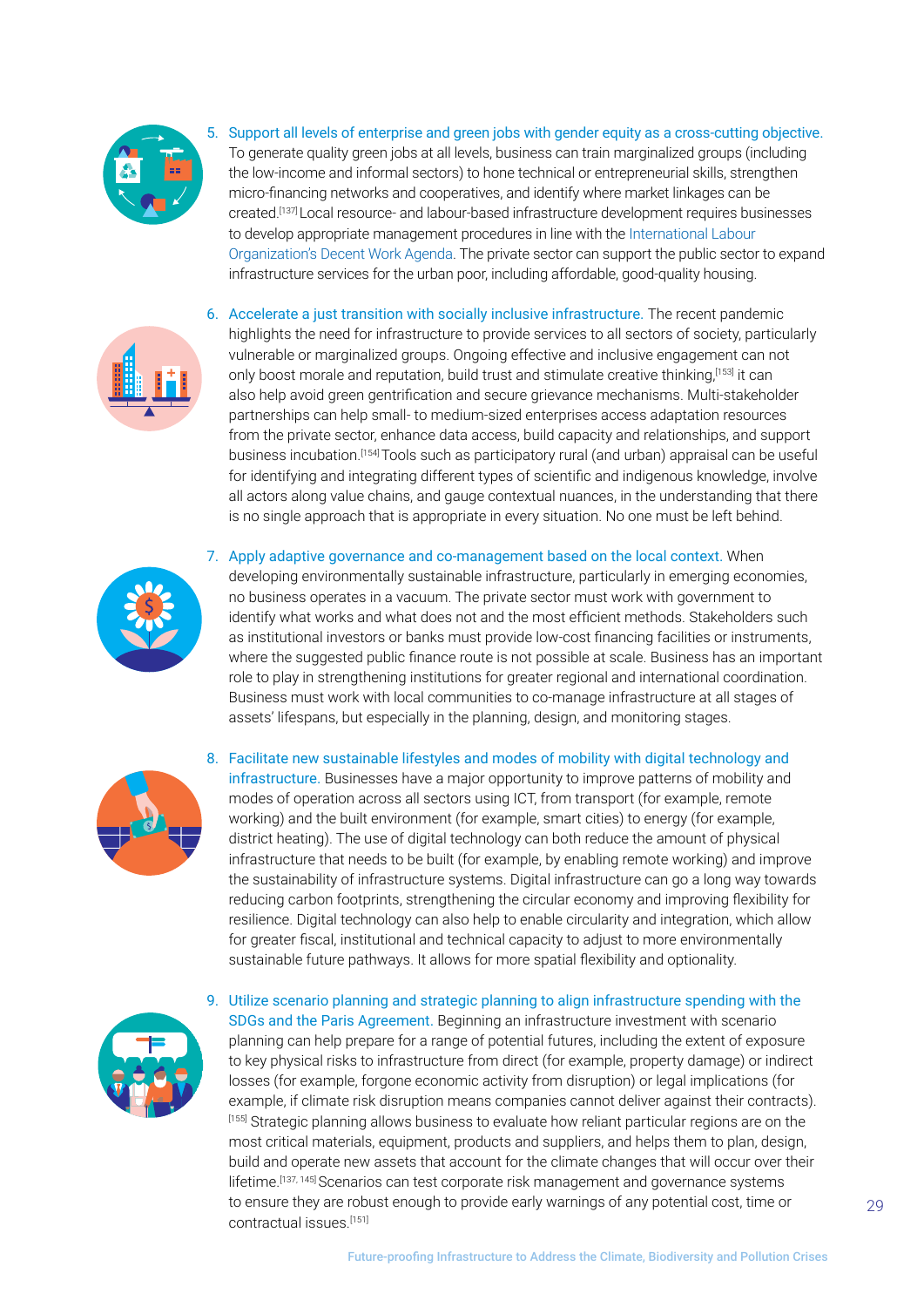5. Support all levels of enterprise and green jobs with gender equity as a cross-cutting objective. To generate quality green jobs at all levels, business can train marginalized groups (including the low-income and informal sectors) to hone technical or entrepreneurial skills, strengthen micro-financing networks and cooperatives, and identify where market linkages can be created.[137] Local resource- and labour-based infrastructure development requires businesses to develop appropriate management procedures in line with the International Labour Organization's Decent Work Agenda. The private sector can support the public sector to expand infrastructure services for the urban poor, including affordable, good-quality housing.

6. Accelerate a just transition with socially inclusive infrastructure. The recent pandemic highlights the need for infrastructure to provide services to all sectors of society, particularly vulnerable or marginalized groups. Ongoing effective and inclusive engagement can not only boost morale and reputation, build trust and stimulate creative thinking,[153] it can also help avoid green gentrification and secure grievance mechanisms. Multi-stakeholder partnerships can help small- to medium-sized enterprises access adaptation resources from the private sector, enhance data access, build capacity and relationships, and support business incubation.[154] Tools such as participatory rural (and urban) appraisal can be useful for identifying and integrating different types of scientific and indigenous knowledge, involve all actors along value chains, and gauge contextual nuances, in the understanding that there is no single approach that is appropriate in every situation. No one must be left behind.

7. Apply adaptive governance and co-management based on the local context. When developing environmentally sustainable infrastructure, particularly in emerging economies, no business operates in a vacuum. The private sector must work with government to identify what works and what does not and the most efficient methods. Stakeholders such as institutional investors or banks must provide low-cost financing facilities or instruments, where the suggested public finance route is not possible at scale. Business has an important role to play in strengthening institutions for greater regional and international coordination. Business must work with local communities to co-manage infrastructure at all stages of assets' lifespans, but especially in the planning, design, and monitoring stages.

8. Facilitate new sustainable lifestyles and modes of mobility with digital technology and infrastructure. Businesses have a major opportunity to improve patterns of mobility and modes of operation across all sectors using ICT, from transport (for example, remote working) and the built environment (for example, smart cities) to energy (for example, district heating). The use of digital technology can both reduce the amount of physical infrastructure that needs to be built (for example, by enabling remote working) and improve the sustainability of infrastructure systems. Digital infrastructure can go a long way towards reducing carbon footprints, strengthening the circular economy and improving flexibility for resilience. Digital technology can also help to enable circularity and integration, which allow for greater fiscal, institutional and technical capacity to adjust to more environmentally sustainable future pathways. It allows for more spatial flexibility and optionality.

9. Utilize scenario planning and strategic planning to align infrastructure spending with the SDGs and the Paris Agreement. Beginning an infrastructure investment with scenario planning can help prepare for a range of potential futures, including the extent of exposure to key physical risks to infrastructure from direct (for example, property damage) or indirect losses (for example, forgone economic activity from disruption) or legal implications (for example, if climate risk disruption means companies cannot deliver against their contracts).[155] Strategic planning allows business to evaluate how reliant particular regions are on the most critical materials, equipment, products and suppliers, and helps them to plan, design, build and operate new assets that account for the climate changes that will occur over their lifetime.[137, 145] Scenarios can test corporate risk management and governance systems to ensure they are robust enough to provide early warnings of any potential cost, time or contractual issues.[151]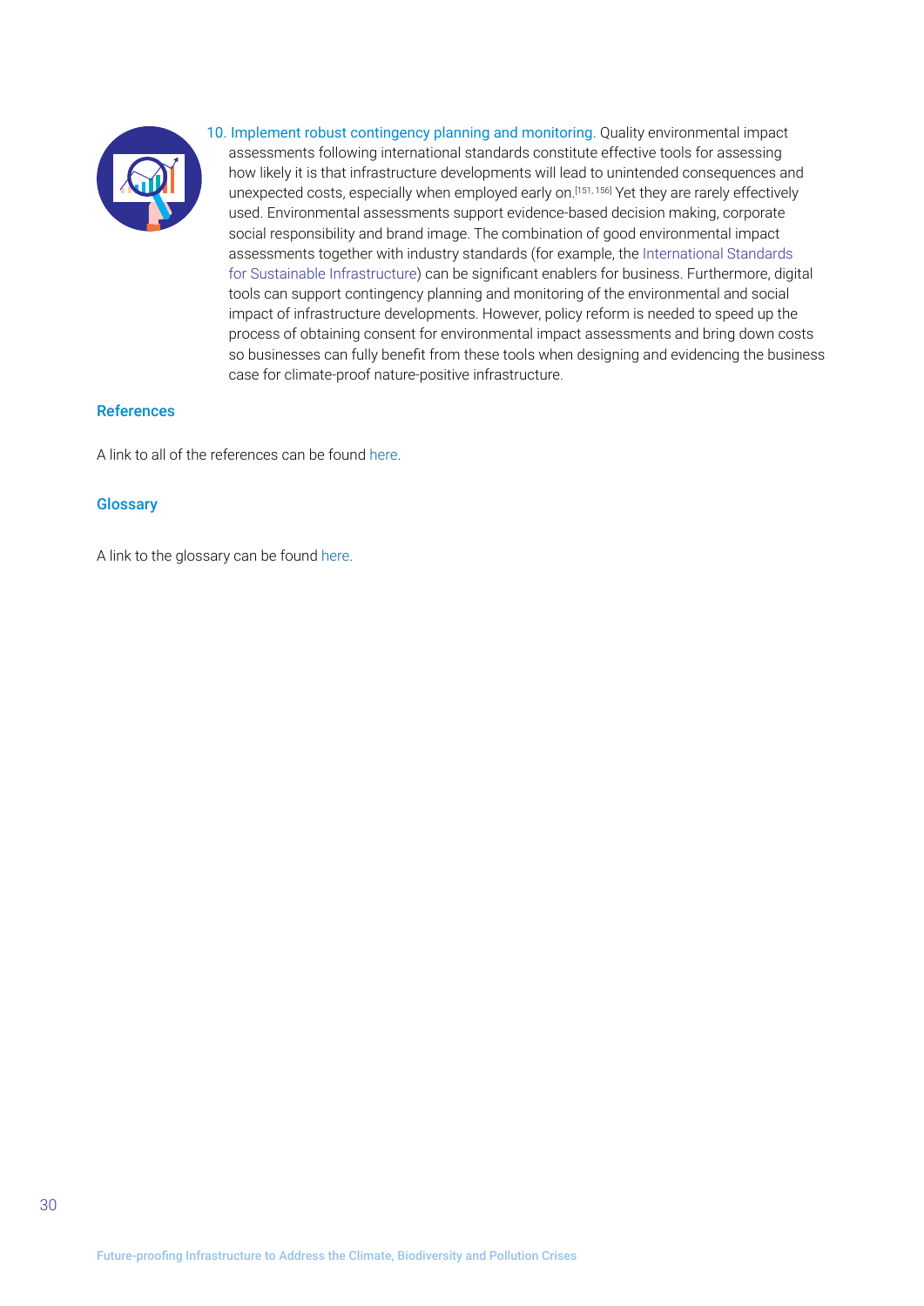10. Implement robust contingency planning and monitoring. Quality environmental impact assessments following international standards constitute effective tools for assessing how likely it is that infrastructure developments will lead to unintended consequences and unexpected costs, especially when employed early on.[151, 156] Yet they are rarely effectively used. Environmental assessments support evidence-based decision making, corporate social responsibility and brand image. The combination of good environmental impact assessments together with industry standards (for example, the International Standards for Sustainable Infrastructure) can be significant enablers for business. Furthermore, digital tools can support contingency planning and monitoring of the environmental and social impact of infrastructure developments. However, policy reform is needed to speed up the process of obtaining consent for environmental impact assessments and bring down costs so businesses can fully benefit from these tools when designing and evidencing the business case for climate-proof nature-positive infrastructure.

### References

A link to all of the references can be found here.

### Glossary

A link to the glossary can be found here.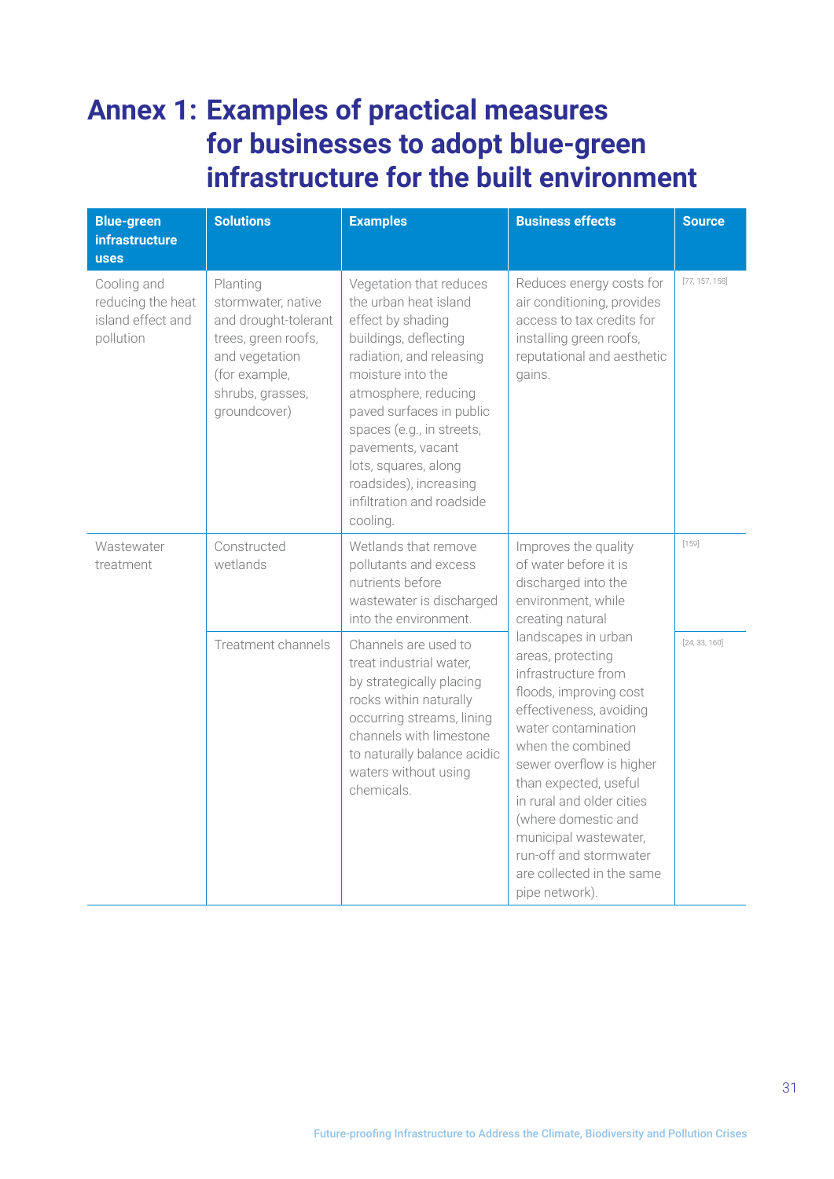# Annex 1: Examples of practical measures for businesses to adopt blue-green infrastructure for the built environment

| Blue-green infrastructure uses | Solutions | Examples | Business effects | Source |
|---|---|---|---|---|
| Cooling and reducing the heat island effect and pollution | Planting stormwater, native and drought-tolerant trees, green roofs, and vegetation (for example, shrubs, grasses, groundcover) | Vegetation that reduces the urban heat island effect by shading buildings, deflecting radiation, and releasing moisture into the atmosphere, reducing paved surfaces in public spaces (e.g., in streets, pavements, vacant lots, squares, along roadsides), increasing infiltration and roadside cooling. | Reduces energy costs for air conditioning, provides access to tax credits for installing green roofs, reputational and aesthetic gains. | [77, 157, 158] |
| Wastewater treatment | Constructed wetlands | Wetlands that remove pollutants and excess nutrients before wastewater is discharged into the environment. | Improves the quality of water before it is discharged into the environment, while creating natural landscapes in urban areas, protecting infrastructure from floods, improving cost effectiveness, avoiding water contamination when the combined sewer overflow is higher than expected, useful in rural and older cities (where domestic and municipal wastewater, run-off and stormwater are collected in the same pipe network). | [159] |
| | Treatment channels | Channels are used to treat industrial water, by strategically placing rocks within naturally occurring streams, lining channels with limestone to naturally balance acidic waters without using chemicals. | | [24, 33, 160] |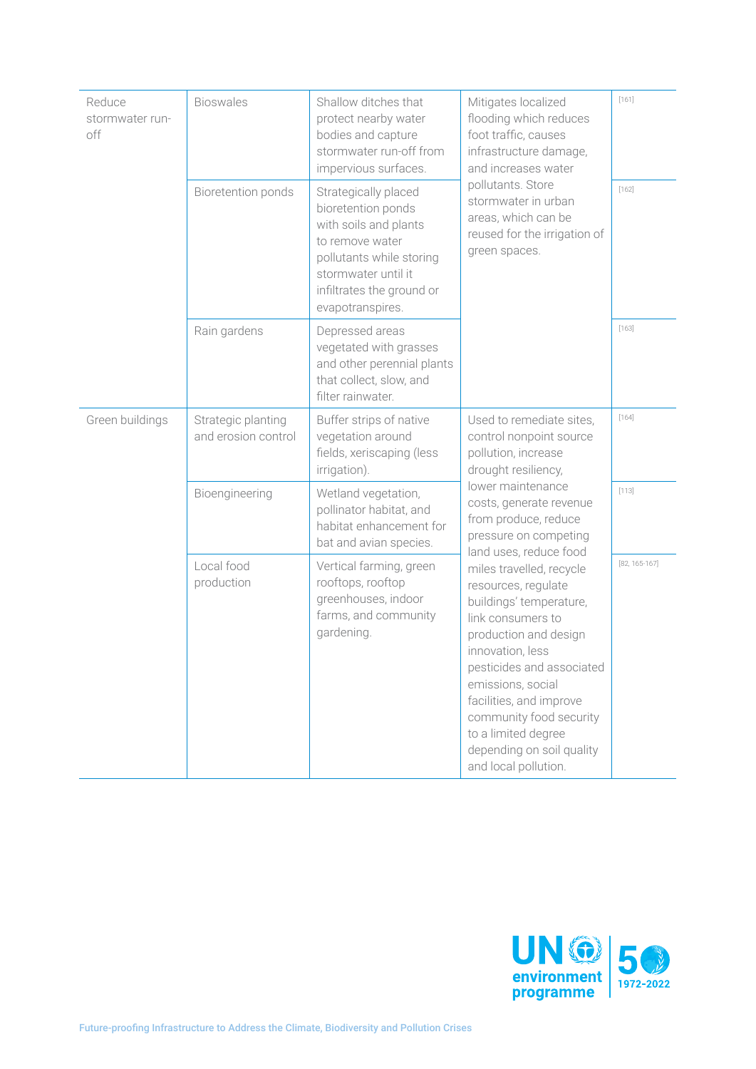| | | | | |
|---|---|---|---|---|
| Reduce stormwater run-off | Bioswales | Shallow ditches that protect nearby water bodies and capture stormwater run-off from impervious surfaces. | Mitigates localized flooding which reduces foot traffic, causes infrastructure damage, and increases water pollutants. Store stormwater in urban areas, which can be reused for the irrigation of green spaces. | [161] |
| | Bioretention ponds | Strategically placed bioretention ponds with soils and plants to remove water pollutants while storing stormwater until it infiltrates the ground or evapotranspires. | | [162] |
| | Rain gardens | Depressed areas vegetated with grasses and other perennial plants that collect, slow, and filter rainwater. | | [163] |
| Green buildings | Strategic planting and erosion control | Buffer strips of native vegetation around fields, xeriscaping (less irrigation). | Used to remediate sites, control nonpoint source pollution, increase drought resiliency, lower maintenance costs, generate revenue from produce, reduce pressure on competing land uses, reduce food miles travelled, recycle resources, regulate buildings' temperature, link consumers to production and design innovation, less pesticides and associated emissions, social facilities, and improve community food security to a limited degree depending on soil quality and local pollution. | [164] |
| | Bioengineering | Wetland vegetation, pollinator habitat, and habitat enhancement for bat and avian species. | | [113] |
| | Local food production | Vertical farming, green rooftops, rooftop greenhouses, indoor farms, and community gardening. | | [82, 165-167] |